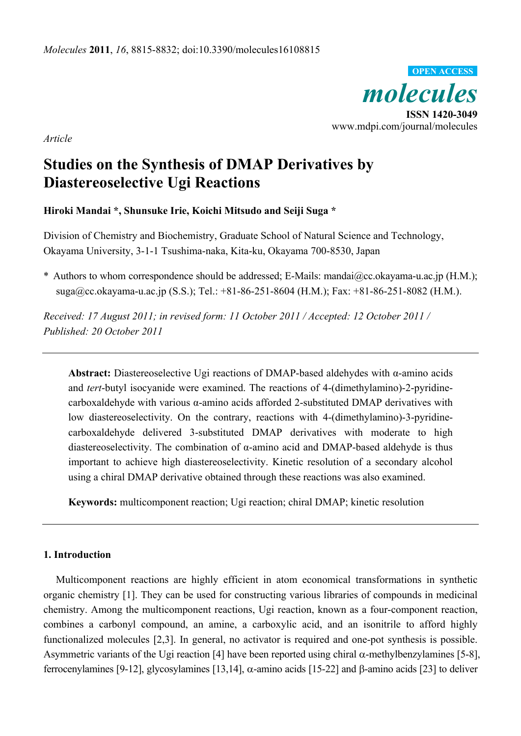*Molecules* **2011**, *16*, 8815-8832; doi:10.3390/molecules16108815

OPEN ACCESS

***molecules***

**ISSN 1420-3049**

www.mdpi.com/journal/molecules

*Article*

# Studies on the Synthesis of DMAP Derivatives by Diastereoselective Ugi Reactions

**Hiroki Mandai \*, Shunsuke Irie, Koichi Mitsudo and Seiji Suga \***

Division of Chemistry and Biochemistry, Graduate School of Natural Science and Technology, Okayama University, 3-1-1 Tsushima-naka, Kita-ku, Okayama 700-8530, Japan

\* Authors to whom correspondence should be addressed; E-Mails: mandai@cc.okayama-u.ac.jp (H.M.); suga@cc.okayama-u.ac.jp (S.S.); Tel.: +81-86-251-8604 (H.M.); Fax: +81-86-251-8082 (H.M.).

*Received: 17 August 2011; in revised form: 11 October 2011 / Accepted: 12 October 2011 / Published: 20 October 2011*

---

**Abstract:** Diastereoselective Ugi reactions of DMAP-based aldehydes with α-amino acids and *tert*-butyl isocyanide were examined. The reactions of 4-(dimethylamino)-2-pyridine-carboxaldehyde with various α-amino acids afforded 2-substituted DMAP derivatives with low diastereoselectivity. On the contrary, reactions with 4-(dimethylamino)-3-pyridine-carboxaldehyde delivered 3-substituted DMAP derivatives with moderate to high diastereoselectivity. The combination of α-amino acid and DMAP-based aldehyde is thus important to achieve high diastereoselectivity. Kinetic resolution of a secondary alcohol using a chiral DMAP derivative obtained through these reactions was also examined.

**Keywords:** multicomponent reaction; Ugi reaction; chiral DMAP; kinetic resolution

---

## 1. Introduction

Multicomponent reactions are highly efficient in atom economical transformations in synthetic organic chemistry [1]. They can be used for constructing various libraries of compounds in medicinal chemistry. Among the multicomponent reactions, Ugi reaction, known as a four-component reaction, combines a carbonyl compound, an amine, a carboxylic acid, and an isonitrile to afford highly functionalized molecules [2,3]. In general, no activator is required and one-pot synthesis is possible. Asymmetric variants of the Ugi reaction [4] have been reported using chiral α-methylbenzylamines [5-8], ferrocenylamines [9-12], glycosylamines [13,14], α-amino acids [15-22] and β-amino acids [23] to deliver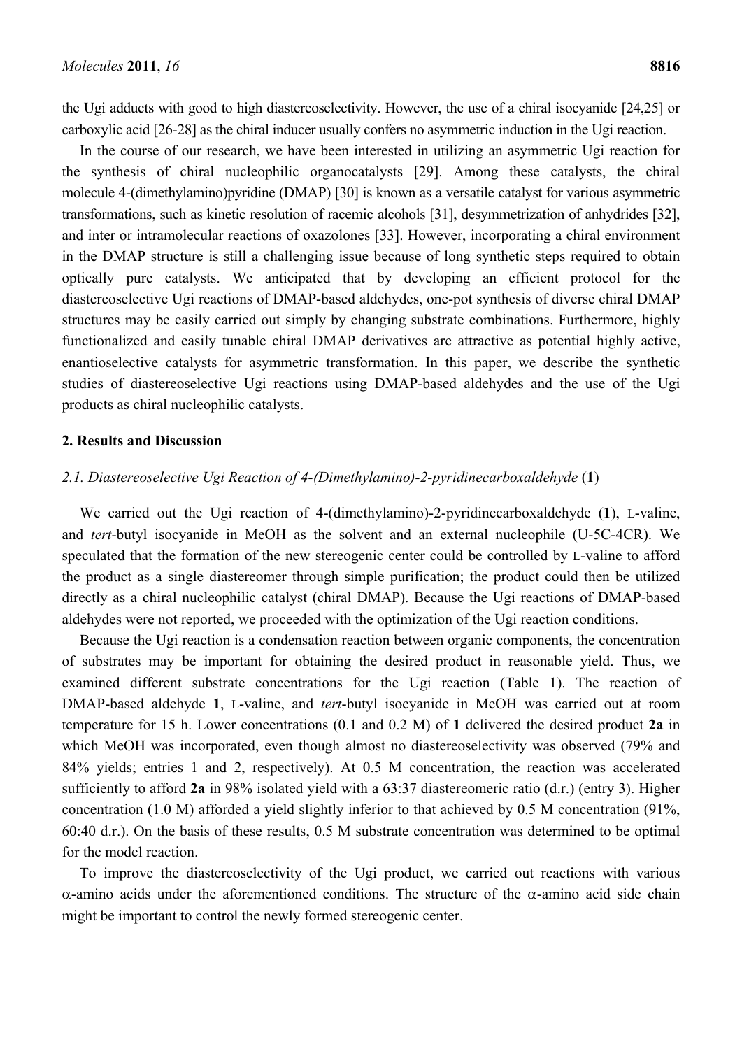the Ugi adducts with good to high diastereoselectivity. However, the use of a chiral isocyanide [24,25] or carboxylic acid [26-28] as the chiral inducer usually confers no asymmetric induction in the Ugi reaction.

In the course of our research, we have been interested in utilizing an asymmetric Ugi reaction for the synthesis of chiral nucleophilic organocatalysts [29]. Among these catalysts, the chiral molecule 4-(dimethylamino)pyridine (DMAP) [30] is known as a versatile catalyst for various asymmetric transformations, such as kinetic resolution of racemic alcohols [31], desymmetrization of anhydrides [32], and inter or intramolecular reactions of oxazolones [33]. However, incorporating a chiral environment in the DMAP structure is still a challenging issue because of long synthetic steps required to obtain optically pure catalysts. We anticipated that by developing an efficient protocol for the diastereoselective Ugi reactions of DMAP-based aldehydes, one-pot synthesis of diverse chiral DMAP structures may be easily carried out simply by changing substrate combinations. Furthermore, highly functionalized and easily tunable chiral DMAP derivatives are attractive as potential highly active, enantioselective catalysts for asymmetric transformation. In this paper, we describe the synthetic studies of diastereoselective Ugi reactions using DMAP-based aldehydes and the use of the Ugi products as chiral nucleophilic catalysts.

## 2. Results and Discussion

### *2.1. Diastereoselective Ugi Reaction of 4-(Dimethylamino)-2-pyridinecarboxaldehyde* (**1**)

We carried out the Ugi reaction of 4-(dimethylamino)-2-pyridinecarboxaldehyde (**1**), L-valine, and *tert*-butyl isocyanide in MeOH as the solvent and an external nucleophile (U-5C-4CR). We speculated that the formation of the new stereogenic center could be controlled by L-valine to afford the product as a single diastereomer through simple purification; the product could then be utilized directly as a chiral nucleophilic catalyst (chiral DMAP). Because the Ugi reactions of DMAP-based aldehydes were not reported, we proceeded with the optimization of the Ugi reaction conditions.

Because the Ugi reaction is a condensation reaction between organic components, the concentration of substrates may be important for obtaining the desired product in reasonable yield. Thus, we examined different substrate concentrations for the Ugi reaction (Table 1). The reaction of DMAP-based aldehyde **1**, L-valine, and *tert*-butyl isocyanide in MeOH was carried out at room temperature for 15 h. Lower concentrations (0.1 and 0.2 M) of **1** delivered the desired product **2a** in which MeOH was incorporated, even though almost no diastereoselectivity was observed (79% and 84% yields; entries 1 and 2, respectively). At 0.5 M concentration, the reaction was accelerated sufficiently to afford **2a** in 98% isolated yield with a 63:37 diastereomeric ratio (d.r.) (entry 3). Higher concentration (1.0 M) afforded a yield slightly inferior to that achieved by 0.5 M concentration (91%, 60:40 d.r.). On the basis of these results, 0.5 M substrate concentration was determined to be optimal for the model reaction.

To improve the diastereoselectivity of the Ugi product, we carried out reactions with various $\alpha$-amino acids under the aforementioned conditions. The structure of the $\alpha$-amino acid side chain might be important to control the newly formed stereogenic center.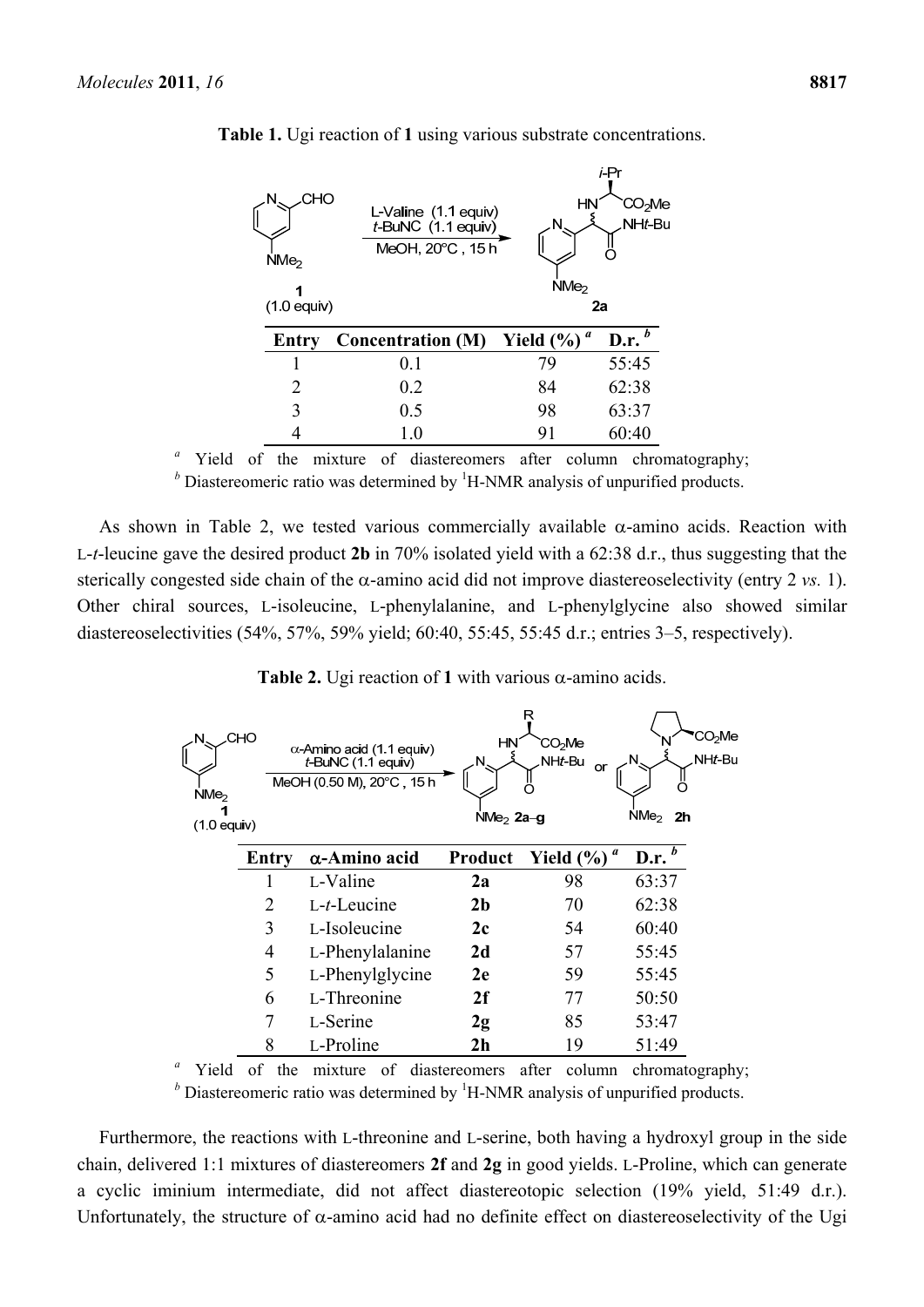**Table 1.** Ugi reaction of **1** using various substrate concentrations.

| Entry | Concentration (M) | Yield (%) [a] | D.r. [b] |
|---|---|---|---|
| 1 | 0.1 | 79 | 55:45 |
| 2 | 0.2 | 84 | 62:38 |
| 3 | 0.5 | 98 | 63:37 |
| 4 | 1.0 | 91 | 60:40 |

[a] Yield of the mixture of diastereomers after column chromatography; [b] Diastereomeric ratio was determined by $^1$H-NMR analysis of unpurified products.

As shown in Table 2, we tested various commercially available α-amino acids. Reaction with L-*t*-leucine gave the desired product **2b** in 70% isolated yield with a 62:38 d.r., thus suggesting that the sterically congested side chain of the α-amino acid did not improve diastereoselectivity (entry 2 *vs.* 1). Other chiral sources, L-isoleucine, L-phenylalanine, and L-phenylglycine also showed similar diastereoselectivities (54%, 57%, 59% yield; 60:40, 55:45, 55:45 d.r.; entries 3–5, respectively).

**Table 2.** Ugi reaction of **1** with various α-amino acids.

| Entry | α-Amino acid | Product | Yield (%) [a] | D.r. [b] |
|---|---|---|---|---|
| 1 | L-Valine | **2a** | 98 | 63:37 |
| 2 | L-*t*-Leucine | **2b** | 70 | 62:38 |
| 3 | L-Isoleucine | **2c** | 54 | 60:40 |
| 4 | L-Phenylalanine | **2d** | 57 | 55:45 |
| 5 | L-Phenylglycine | **2e** | 59 | 55:45 |
| 6 | L-Threonine | **2f** | 77 | 50:50 |
| 7 | L-Serine | **2g** | 85 | 53:47 |
| 8 | L-Proline | **2h** | 19 | 51:49 |

[a] Yield of the mixture of diastereomers after column chromatography; [b] Diastereomeric ratio was determined by $^1$H-NMR analysis of unpurified products.

Furthermore, the reactions with L-threonine and L-serine, both having a hydroxyl group in the side chain, delivered 1:1 mixtures of diastereomers **2f** and **2g** in good yields. L-Proline, which can generate a cyclic iminium intermediate, did not affect diastereotopic selection (19% yield, 51:49 d.r.). Unfortunately, the structure of α-amino acid had no definite effect on diastereoselectivity of the Ugi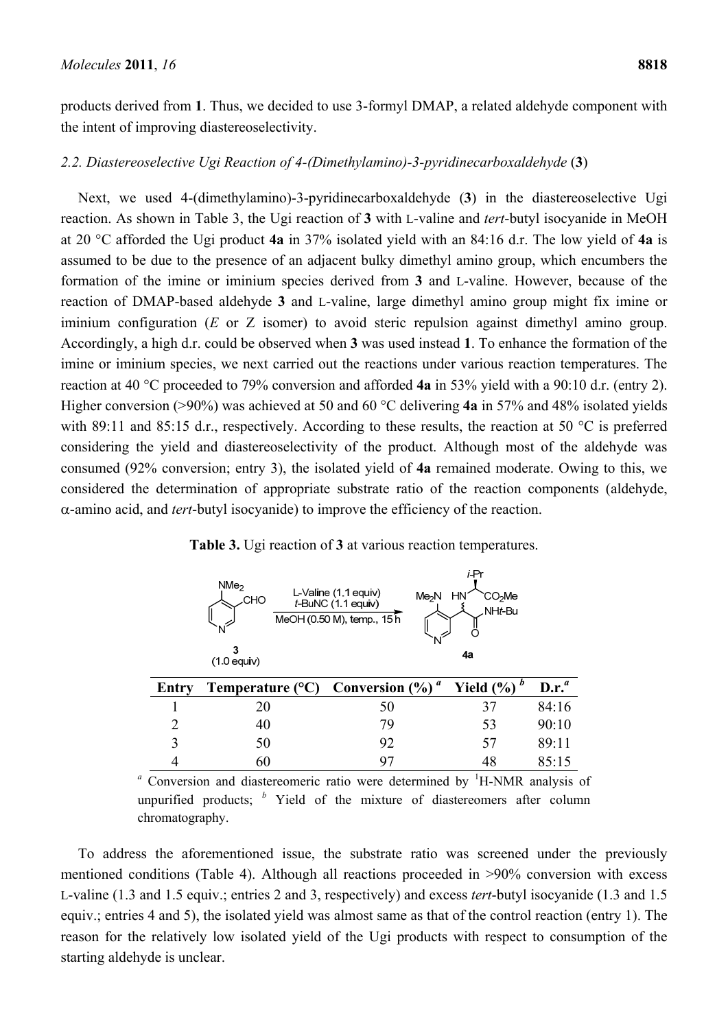products derived from **1**. Thus, we decided to use 3-formyl DMAP, a related aldehyde component with the intent of improving diastereoselectivity.

### *2.2. Diastereoselective Ugi Reaction of 4-(Dimethylamino)-3-pyridinecarboxaldehyde* (**3**)

Next, we used 4-(dimethylamino)-3-pyridinecarboxaldehyde (**3**) in the diastereoselective Ugi reaction. As shown in Table 3, the Ugi reaction of **3** with L-valine and *tert*-butyl isocyanide in MeOH at 20 °C afforded the Ugi product **4a** in 37% isolated yield with an 84:16 d.r. The low yield of **4a** is assumed to be due to the presence of an adjacent bulky dimethyl amino group, which encumbers the formation of the imine or iminium species derived from **3** and L-valine. However, because of the reaction of DMAP-based aldehyde **3** and L-valine, large dimethyl amino group might fix imine or iminium configuration (*E* or Z isomer) to avoid steric repulsion against dimethyl amino group. Accordingly, a high d.r. could be observed when **3** was used instead **1**. To enhance the formation of the imine or iminium species, we next carried out the reactions under various reaction temperatures. The reaction at 40 °C proceeded to 79% conversion and afforded **4a** in 53% yield with a 90:10 d.r. (entry 2). Higher conversion (>90%) was achieved at 50 and 60 °C delivering **4a** in 57% and 48% isolated yields with 89:11 and 85:15 d.r., respectively. According to these results, the reaction at 50 °C is preferred considering the yield and diastereoselectivity of the product. Although most of the aldehyde was consumed (92% conversion; entry 3), the isolated yield of **4a** remained moderate. Owing to this, we considered the determination of appropriate substrate ratio of the reaction components (aldehyde, α-amino acid, and *tert*-butyl isocyanide) to improve the efficiency of the reaction.

**Table 3.** Ugi reaction of **3** at various reaction temperatures.

**3** (1.0 equiv) → L-Valine (1.1 equiv), *t*-BuNC (1.1 equiv), MeOH (0.50 M), temp., 15 h → **4a**

| Entry | Temperature (°C) | Conversion (%) [a] | Yield (%) [b] | D.r. [a] |
|---|---|---|---|---|
| 1 | 20 | 50 | 37 | 84:16 |
| 2 | 40 | 79 | 53 | 90:10 |
| 3 | 50 | 92 | 57 | 89:11 |
| 4 | 60 | 97 | 48 | 85:15 |

[a] Conversion and diastereomeric ratio were determined by $^1$H-NMR analysis of unpurified products; [b] Yield of the mixture of diastereomers after column chromatography.

To address the aforementioned issue, the substrate ratio was screened under the previously mentioned conditions (Table 4). Although all reactions proceeded in >90% conversion with excess L-valine (1.3 and 1.5 equiv.; entries 2 and 3, respectively) and excess *tert*-butyl isocyanide (1.3 and 1.5 equiv.; entries 4 and 5), the isolated yield was almost same as that of the control reaction (entry 1). The reason for the relatively low isolated yield of the Ugi products with respect to consumption of the starting aldehyde is unclear.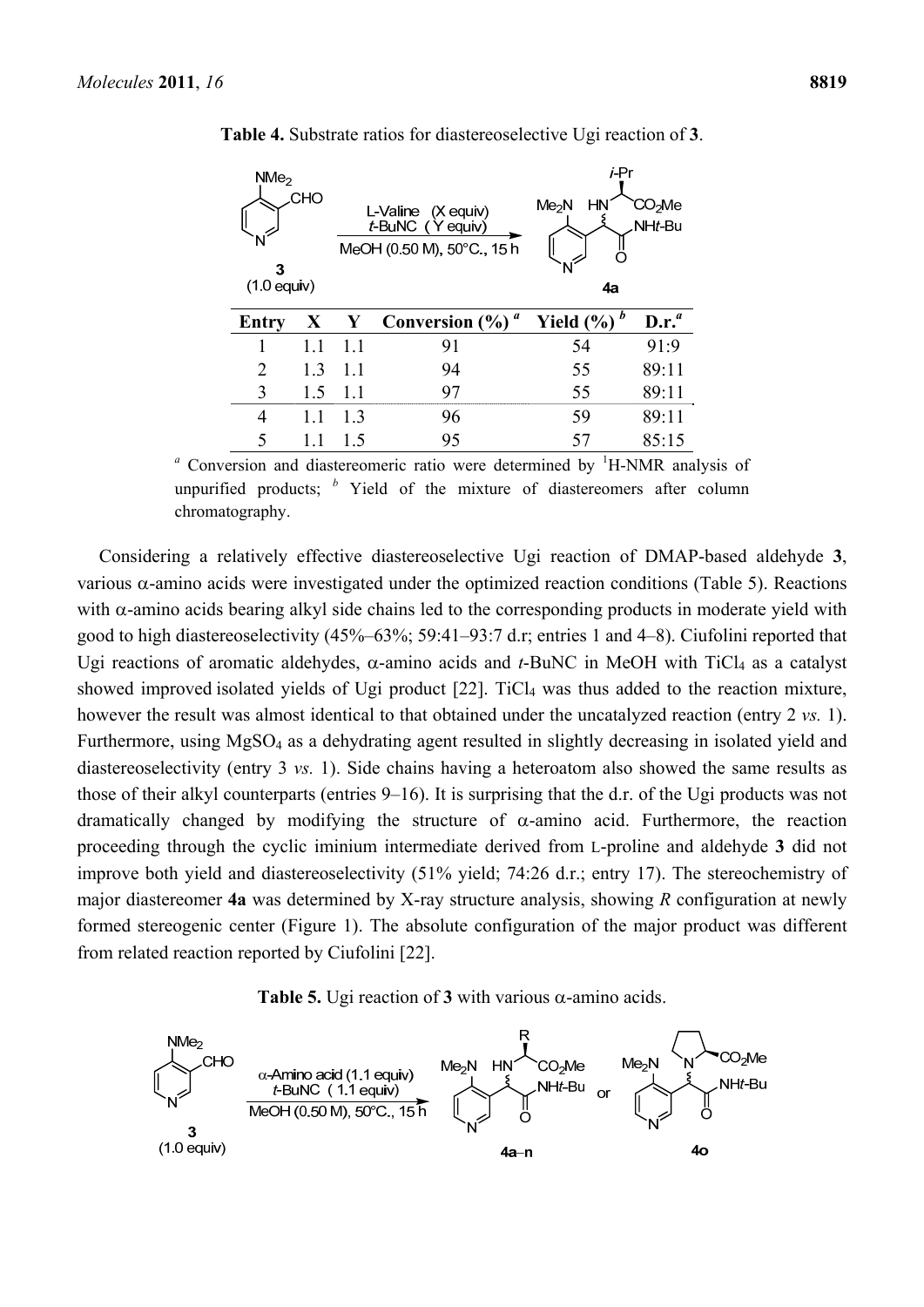**Table 4.** Substrate ratios for diastereoselective Ugi reaction of **3**.

| Entry | X | Y | Conversion (%) [a] | Yield (%) [b] | D.r. [a] |
|---|---|---|---|---|---|
| 1 | 1.1 | 1.1 | 91 | 54 | 91:9 |
| 2 | 1.3 | 1.1 | 94 | 55 | 89:11 |
| 3 | 1.5 | 1.1 | 97 | 55 | 89:11 |
| 4 | 1.1 | 1.3 | 96 | 59 | 89:11 |
| 5 | 1.1 | 1.5 | 95 | 57 | 85:15 |

[a] Conversion and diastereomeric ratio were determined by $^1$H-NMR analysis of unpurified products; [b] Yield of the mixture of diastereomers after column chromatography.

Considering a relatively effective diastereoselective Ugi reaction of DMAP-based aldehyde **3**, various α-amino acids were investigated under the optimized reaction conditions (Table 5). Reactions with α-amino acids bearing alkyl side chains led to the corresponding products in moderate yield with good to high diastereoselectivity (45%–63%; 59:41–93:7 d.r; entries 1 and 4–8). Ciufolini reported that Ugi reactions of aromatic aldehydes, α-amino acids and *t*-BuNC in MeOH with $TiCl_4$ as a catalyst showed improved isolated yields of Ugi product [22]. $TiCl_4$ was thus added to the reaction mixture, however the result was almost identical to that obtained under the uncatalyzed reaction (entry 2 *vs.* 1). Furthermore, using $MgSO_4$ as a dehydrating agent resulted in slightly decreasing in isolated yield and diastereoselectivity (entry 3 *vs.* 1). Side chains having a heteroatom also showed the same results as those of their alkyl counterparts (entries 9–16). It is surprising that the d.r. of the Ugi products was not dramatically changed by modifying the structure of α-amino acid. Furthermore, the reaction proceeding through the cyclic iminium intermediate derived from L-proline and aldehyde **3** did not improve both yield and diastereoselectivity (51% yield; 74:26 d.r.; entry 17). The stereochemistry of major diastereomer **4a** was determined by X-ray structure analysis, showing *R* configuration at newly formed stereogenic center (Figure 1). The absolute configuration of the major product was different from related reaction reported by Ciufolini [22].

**Table 5.** Ugi reaction of **3** with various α-amino acids.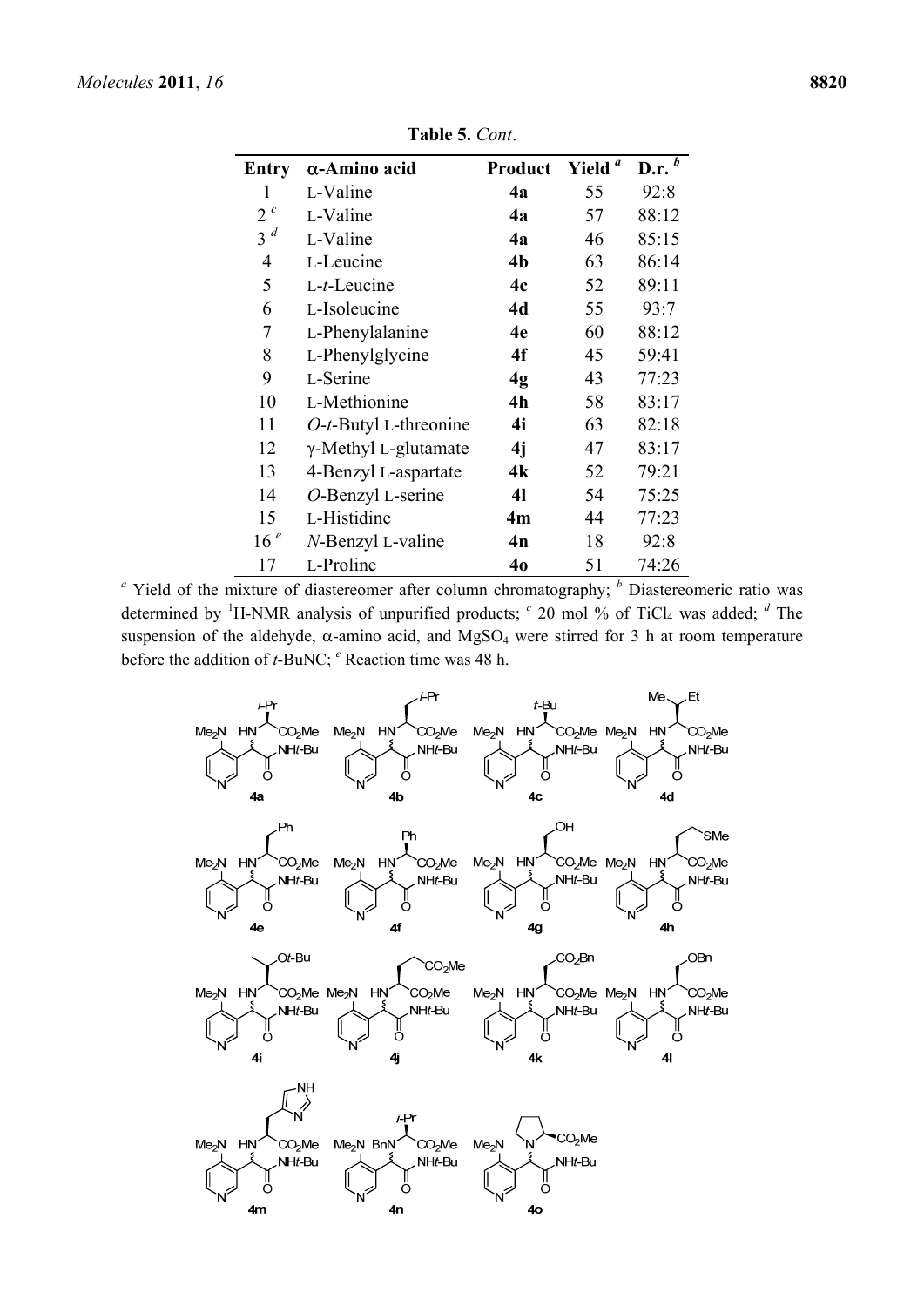**Table 5.** *Cont.*

| Entry | α-Amino acid | Product | Yield [a] | D.r. [b] |
|---|---|---|---|---|
| 1 | L-Valine | **4a** | 55 | 92:8 |
| 2 [c] | L-Valine | **4a** | 57 | 88:12 |
| 3 [d] | L-Valine | **4a** | 46 | 85:15 |
| 4 | L-Leucine | **4b** | 63 | 86:14 |
| 5 | L-*t*-Leucine | **4c** | 52 | 89:11 |
| 6 | L-Isoleucine | **4d** | 55 | 93:7 |
| 7 | L-Phenylalanine | **4e** | 60 | 88:12 |
| 8 | L-Phenylglycine | **4f** | 45 | 59:41 |
| 9 | L-Serine | **4g** | 43 | 77:23 |
| 10 | L-Methionine | **4h** | 58 | 83:17 |
| 11 | *O*-*t*-Butyl L-threonine | **4i** | 63 | 82:18 |
| 12 | γ-Methyl L-glutamate | **4j** | 47 | 83:17 |
| 13 | 4-Benzyl L-aspartate | **4k** | 52 | 79:21 |
| 14 | *O*-Benzyl L-serine | **4l** | 54 | 75:25 |
| 15 | L-Histidine | **4m** | 44 | 77:23 |
| 16 [e] | *N*-Benzyl L-valine | **4n** | 18 | 92:8 |
| 17 | L-Proline | **4o** | 51 | 74:26 |

[a] Yield of the mixture of diastereomer after column chromatography; [b] Diastereomeric ratio was determined by $^1$H-NMR analysis of unpurified products; [c] 20 mol % of $TiCl_4$ was added; [d] The suspension of the aldehyde, α-amino acid, and $MgSO_4$ were stirred for 3 h at room temperature before the addition of *t*-BuNC; [e] Reaction time was 48 h.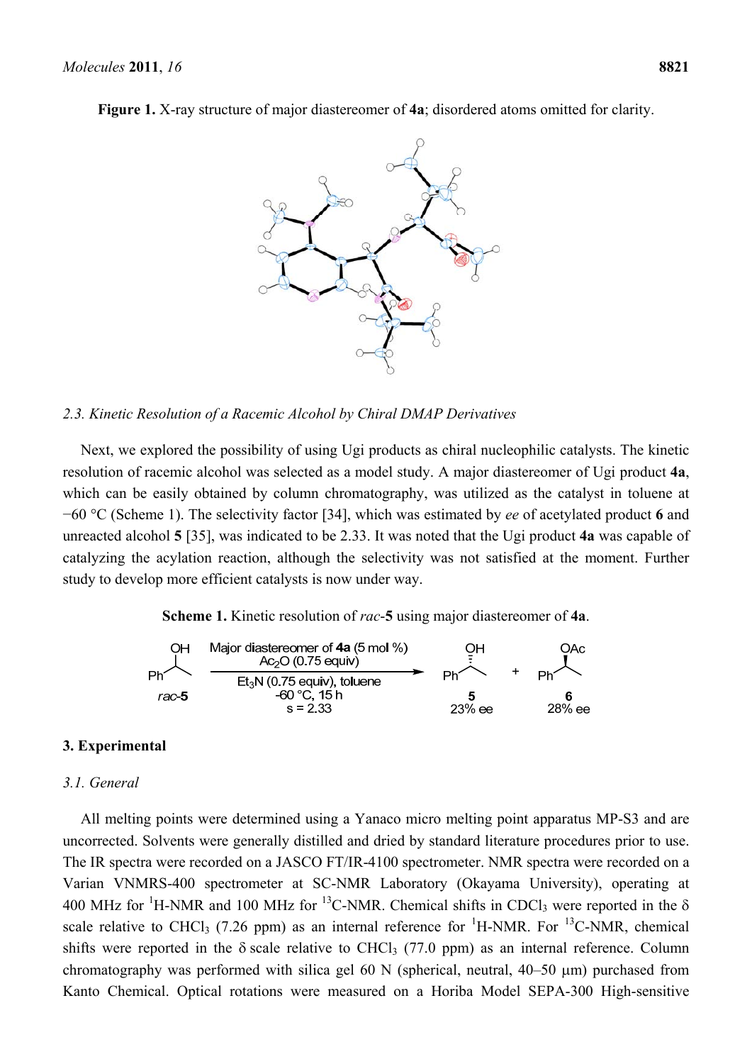**Figure 1.** X-ray structure of major diastereomer of **4a**; disordered atoms omitted for clarity.

### *2.3. Kinetic Resolution of a Racemic Alcohol by Chiral DMAP Derivatives*

Next, we explored the possibility of using Ugi products as chiral nucleophilic catalysts. The kinetic resolution of racemic alcohol was selected as a model study. A major diastereomer of Ugi product **4a**, which can be easily obtained by column chromatography, was utilized as the catalyst in toluene at −60 °C (Scheme 1). The selectivity factor [34], which was estimated by *ee* of acetylated product **6** and unreacted alcohol **5** [35], was indicated to be 2.33. It was noted that the Ugi product **4a** was capable of catalyzing the acylation reaction, although the selectivity was not satisfied at the moment. Further study to develop more efficient catalysts is now under way.

**Scheme 1.** Kinetic resolution of *rac*-**5** using major diastereomer of **4a**.

*rac*-**5** → Major diastereomer of **4a** (5 mol %), $Ac_2O$ (0.75 equiv), $Et_3N$ (0.75 equiv), toluene, -60 °C, 15 h, s = 2.33 → **5** (23% ee) + **6** (28% ee)

## 3. Experimental

### *3.1. General*

All melting points were determined using a Yanaco micro melting point apparatus MP-S3 and are uncorrected. Solvents were generally distilled and dried by standard literature procedures prior to use. The IR spectra were recorded on a JASCO FT/IR-4100 spectrometer. NMR spectra were recorded on a Varian VNMRS-400 spectrometer at SC-NMR Laboratory (Okayama University), operating at 400 MHz for $^1$H-NMR and 100 MHz for $^{13}$C-NMR. Chemical shifts in $CDCl_3$ were reported in the δ scale relative to $CHCl_3$ (7.26 ppm) as an internal reference for $^1$H-NMR. For $^{13}$C-NMR, chemical shifts were reported in the δ scale relative to $CHCl_3$ (77.0 ppm) as an internal reference. Column chromatography was performed with silica gel 60 N (spherical, neutral, 40–50 μm) purchased from Kanto Chemical. Optical rotations were measured on a Horiba Model SEPA-300 High-sensitive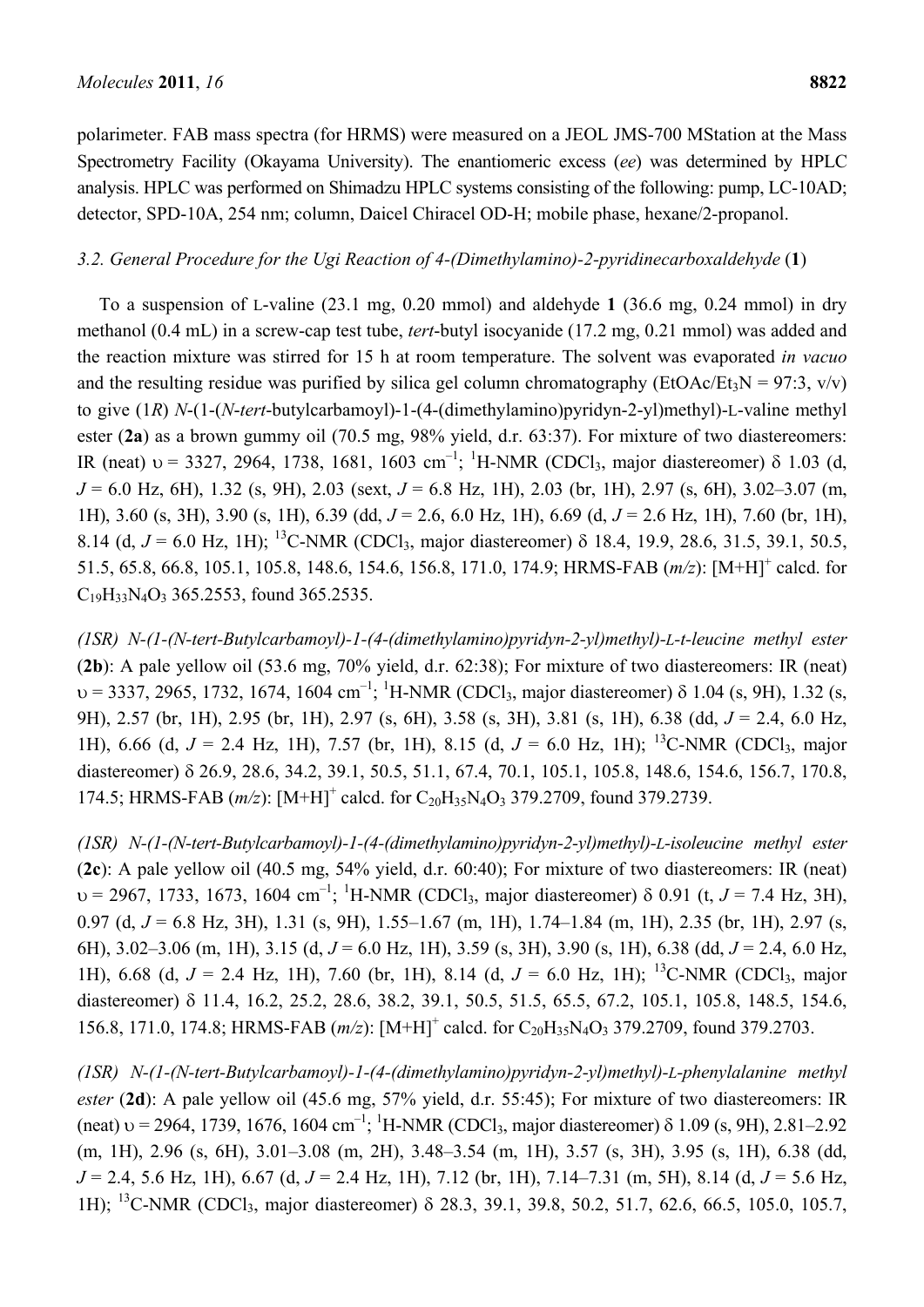polarimeter. FAB mass spectra (for HRMS) were measured on a JEOL JMS-700 MStation at the Mass Spectrometry Facility (Okayama University). The enantiomeric excess (*ee*) was determined by HPLC analysis. HPLC was performed on Shimadzu HPLC systems consisting of the following: pump, LC-10AD; detector, SPD-10A, 254 nm; column, Daicel Chiracel OD-H; mobile phase, hexane/2-propanol.

### *3.2. General Procedure for the Ugi Reaction of 4-(Dimethylamino)-2-pyridinecarboxaldehyde* (**1**)

To a suspension of L-valine (23.1 mg, 0.20 mmol) and aldehyde **1** (36.6 mg, 0.24 mmol) in dry methanol (0.4 mL) in a screw-cap test tube, *tert*-butyl isocyanide (17.2 mg, 0.21 mmol) was added and the reaction mixture was stirred for 15 h at room temperature. The solvent was evaporated *in vacuo* and the resulting residue was purified by silica gel column chromatography (EtOAc/$Et_3N$ = 97:3, v/v) to give (1*R*) *N*-(1-(*N*-*tert*-butylcarbamoyl)-1-(4-(dimethylamino)pyridyn-2-yl)methyl)-L-valine methyl ester (**2a**) as a brown gummy oil (70.5 mg, 98% yield, d.r. 63:37). For mixture of two diastereomers: IR (neat) υ = 3327, 2964, 1738, 1681, 1603 $cm^{-1}$; $^1$H-NMR ($CDCl_3$, major diastereomer) δ 1.03 (d, *J* = 6.0 Hz, 6H), 1.32 (s, 9H), 2.03 (sext, *J* = 6.8 Hz, 1H), 2.03 (br, 1H), 2.97 (s, 6H), 3.02–3.07 (m, 1H), 3.60 (s, 3H), 3.90 (s, 1H), 6.39 (dd, *J* = 2.6, 6.0 Hz, 1H), 6.69 (d, *J* = 2.6 Hz, 1H), 7.60 (br, 1H), 8.14 (d, *J* = 6.0 Hz, 1H); $^{13}$C-NMR ($CDCl_3$, major diastereomer) δ 18.4, 19.9, 28.6, 31.5, 39.1, 50.5, 51.5, 65.8, 66.8, 105.1, 105.8, 148.6, 154.6, 156.8, 171.0, 174.9; HRMS-FAB (*m/z*): $[M+H]^+$ calcd. for $C_{19}H_{33}N_4O_3$ 365.2553, found 365.2535.

*(1SR) N-(1-(N-tert-Butylcarbamoyl)-1-(4-(dimethylamino)pyridyn-2-yl)methyl)-L-t-leucine methyl ester* (**2b**): A pale yellow oil (53.6 mg, 70% yield, d.r. 62:38); For mixture of two diastereomers: IR (neat) υ = 3337, 2965, 1732, 1674, 1604 $cm^{-1}$; $^1$H-NMR ($CDCl_3$, major diastereomer) δ 1.04 (s, 9H), 1.32 (s, 9H), 2.57 (br, 1H), 2.95 (br, 1H), 2.97 (s, 6H), 3.58 (s, 3H), 3.81 (s, 1H), 6.38 (dd, *J* = 2.4, 6.0 Hz, 1H), 6.66 (d, *J* = 2.4 Hz, 1H), 7.57 (br, 1H), 8.15 (d, *J* = 6.0 Hz, 1H); $^{13}$C-NMR ($CDCl_3$, major diastereomer) δ 26.9, 28.6, 34.2, 39.1, 50.5, 51.1, 67.4, 70.1, 105.1, 105.8, 148.6, 154.6, 156.7, 170.8, 174.5; HRMS-FAB (*m/z*): $[M+H]^+$ calcd. for $C_{20}H_{35}N_4O_3$ 379.2709, found 379.2739.

*(1SR) N-(1-(N-tert-Butylcarbamoyl)-1-(4-(dimethylamino)pyridyn-2-yl)methyl)-L-isoleucine methyl ester* (**2c**): A pale yellow oil (40.5 mg, 54% yield, d.r. 60:40); For mixture of two diastereomers: IR (neat) υ = 2967, 1733, 1673, 1604 $cm^{-1}$; $^1$H-NMR ($CDCl_3$, major diastereomer) δ 0.91 (t, *J* = 7.4 Hz, 3H), 0.97 (d, *J* = 6.8 Hz, 3H), 1.31 (s, 9H), 1.55–1.67 (m, 1H), 1.74–1.84 (m, 1H), 2.35 (br, 1H), 2.97 (s, 6H), 3.02–3.06 (m, 1H), 3.15 (d, *J* = 6.0 Hz, 1H), 3.59 (s, 3H), 3.90 (s, 1H), 6.38 (dd, *J* = 2.4, 6.0 Hz, 1H), 6.68 (d, *J* = 2.4 Hz, 1H), 7.60 (br, 1H), 8.14 (d, *J* = 6.0 Hz, 1H); $^{13}$C-NMR ($CDCl_3$, major diastereomer) δ 11.4, 16.2, 25.2, 28.6, 38.2, 39.1, 50.5, 51.5, 65.5, 67.2, 105.1, 105.8, 148.5, 154.6, 156.8, 171.0, 174.8; HRMS-FAB (*m/z*): $[M+H]^+$ calcd. for $C_{20}H_{35}N_4O_3$ 379.2709, found 379.2703.

*(1SR) N-(1-(N-tert-Butylcarbamoyl)-1-(4-(dimethylamino)pyridyn-2-yl)methyl)-L-phenylalanine methyl ester* (**2d**): A pale yellow oil (45.6 mg, 57% yield, d.r. 55:45); For mixture of two diastereomers: IR (neat) υ = 2964, 1739, 1676, 1604 $cm^{-1}$; $^1$H-NMR ($CDCl_3$, major diastereomer) δ 1.09 (s, 9H), 2.81–2.92 (m, 1H), 2.96 (s, 6H), 3.01–3.08 (m, 2H), 3.48–3.54 (m, 1H), 3.57 (s, 3H), 3.95 (s, 1H), 6.38 (dd, *J* = 2.4, 5.6 Hz, 1H), 6.67 (d, *J* = 2.4 Hz, 1H), 7.12 (br, 1H), 7.14–7.31 (m, 5H), 8.14 (d, *J* = 5.6 Hz, 1H); $^{13}$C-NMR ($CDCl_3$, major diastereomer) δ 28.3, 39.1, 39.8, 50.2, 51.7, 62.6, 66.5, 105.0, 105.7,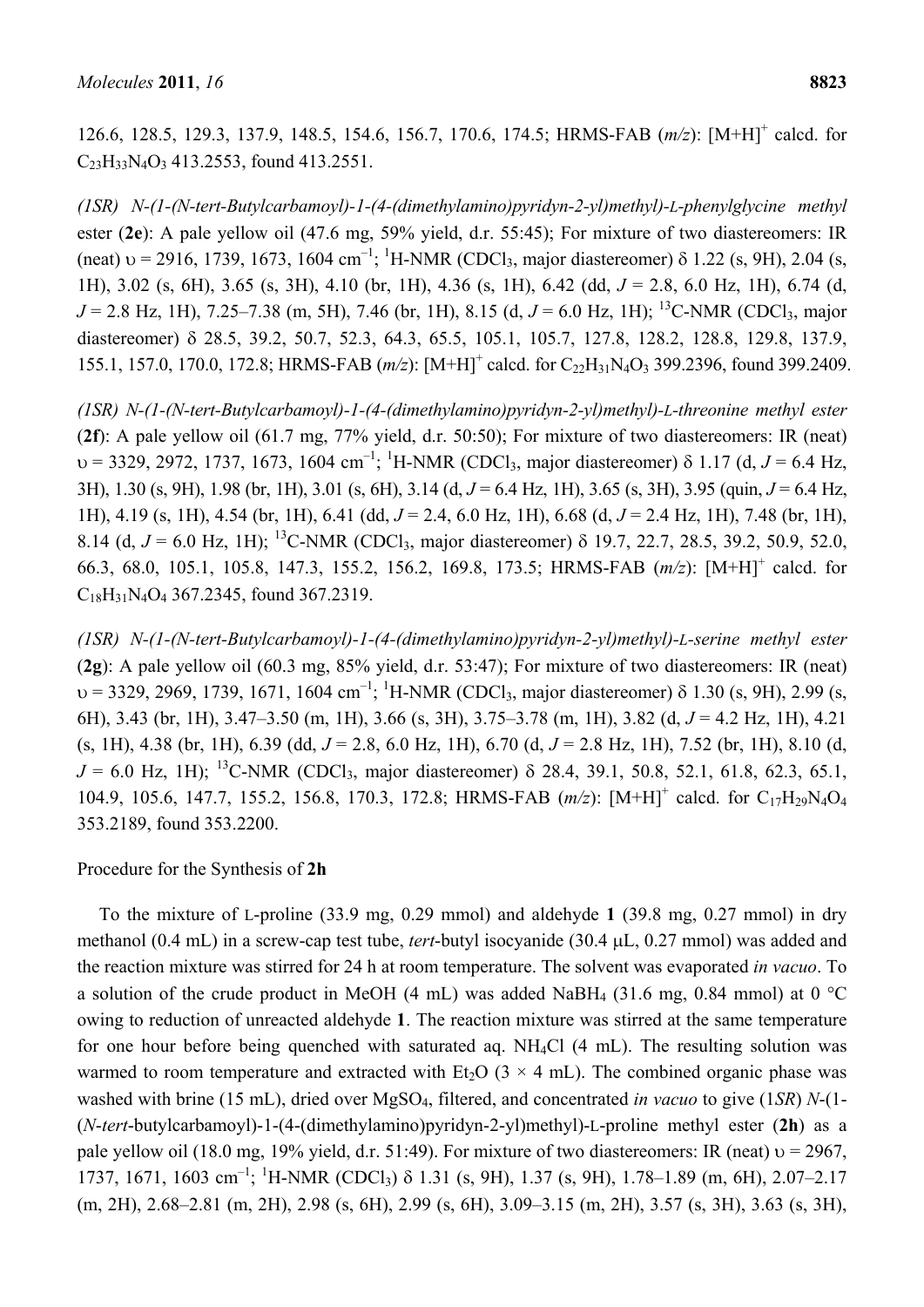126.6, 128.5, 129.3, 137.9, 148.5, 154.6, 156.7, 170.6, 174.5; HRMS-FAB (*m/z*): $[M+H]^+$ calcd. for $C_{23}H_{33}N_4O_3$ 413.2553, found 413.2551.

*(1SR) N-(1-(N-tert-Butylcarbamoyl)-1-(4-(dimethylamino)pyridyn-2-yl)methyl)-L-phenylglycine methyl* ester (**2e**): A pale yellow oil (47.6 mg, 59% yield, d.r. 55:45); For mixture of two diastereomers: IR (neat) υ = 2916, 1739, 1673, 1604 $cm^{-1}$; $^1$H-NMR ($CDCl_3$, major diastereomer) δ 1.22 (s, 9H), 2.04 (s, 1H), 3.02 (s, 6H), 3.65 (s, 3H), 4.10 (br, 1H), 4.36 (s, 1H), 6.42 (dd, *J* = 2.8, 6.0 Hz, 1H), 6.74 (d, *J* = 2.8 Hz, 1H), 7.25–7.38 (m, 5H), 7.46 (br, 1H), 8.15 (d, *J* = 6.0 Hz, 1H); $^{13}$C-NMR ($CDCl_3$, major diastereomer) δ 28.5, 39.2, 50.7, 52.3, 64.3, 65.5, 105.1, 105.7, 127.8, 128.2, 128.8, 129.8, 137.9, 155.1, 157.0, 170.0, 172.8; HRMS-FAB (*m/z*): $[M+H]^+$ calcd. for $C_{22}H_{31}N_4O_3$ 399.2396, found 399.2409.

*(1SR) N-(1-(N-tert-Butylcarbamoyl)-1-(4-(dimethylamino)pyridyn-2-yl)methyl)-L-threonine methyl ester* (**2f**): A pale yellow oil (61.7 mg, 77% yield, d.r. 50:50); For mixture of two diastereomers: IR (neat) υ = 3329, 2972, 1737, 1673, 1604 $cm^{-1}$; $^1$H-NMR ($CDCl_3$, major diastereomer) δ 1.17 (d, *J* = 6.4 Hz, 3H), 1.30 (s, 9H), 1.98 (br, 1H), 3.01 (s, 6H), 3.14 (d, *J* = 6.4 Hz, 1H), 3.65 (s, 3H), 3.95 (quin, *J* = 6.4 Hz, 1H), 4.19 (s, 1H), 4.54 (br, 1H), 6.41 (dd, *J* = 2.4, 6.0 Hz, 1H), 6.68 (d, *J* = 2.4 Hz, 1H), 7.48 (br, 1H), 8.14 (d, *J* = 6.0 Hz, 1H); $^{13}$C-NMR ($CDCl_3$, major diastereomer) δ 19.7, 22.7, 28.5, 39.2, 50.9, 52.0, 66.3, 68.0, 105.1, 105.8, 147.3, 155.2, 156.2, 169.8, 173.5; HRMS-FAB (*m/z*): $[M+H]^+$ calcd. for $C_{18}H_{31}N_4O_4$ 367.2345, found 367.2319.

*(1SR) N-(1-(N-tert-Butylcarbamoyl)-1-(4-(dimethylamino)pyridyn-2-yl)methyl)-L-serine methyl ester* (**2g**): A pale yellow oil (60.3 mg, 85% yield, d.r. 53:47); For mixture of two diastereomers: IR (neat) υ = 3329, 2969, 1739, 1671, 1604 $cm^{-1}$; $^1$H-NMR ($CDCl_3$, major diastereomer) δ 1.30 (s, 9H), 2.99 (s, 6H), 3.43 (br, 1H), 3.47–3.50 (m, 1H), 3.66 (s, 3H), 3.75–3.78 (m, 1H), 3.82 (d, *J* = 4.2 Hz, 1H), 4.21 (s, 1H), 4.38 (br, 1H), 6.39 (dd, *J* = 2.8, 6.0 Hz, 1H), 6.70 (d, *J* = 2.8 Hz, 1H), 7.52 (br, 1H), 8.10 (d, *J* = 6.0 Hz, 1H); $^{13}$C-NMR ($CDCl_3$, major diastereomer) δ 28.4, 39.1, 50.8, 52.1, 61.8, 62.3, 65.1, 104.9, 105.6, 147.7, 155.2, 156.8, 170.3, 172.8; HRMS-FAB (*m/z*): $[M+H]^+$ calcd. for $C_{17}H_{29}N_4O_4$ 353.2189, found 353.2200.

Procedure for the Synthesis of **2h**

To the mixture of L-proline (33.9 mg, 0.29 mmol) and aldehyde **1** (39.8 mg, 0.27 mmol) in dry methanol (0.4 mL) in a screw-cap test tube, *tert*-butyl isocyanide (30.4 μL, 0.27 mmol) was added and the reaction mixture was stirred for 24 h at room temperature. The solvent was evaporated *in vacuo*. To a solution of the crude product in MeOH (4 mL) was added $NaBH_4$ (31.6 mg, 0.84 mmol) at 0 °C owing to reduction of unreacted aldehyde **1**. The reaction mixture was stirred at the same temperature for one hour before being quenched with saturated aq. $NH_4Cl$ (4 mL). The resulting solution was warmed to room temperature and extracted with $Et_2O$ (3 × 4 mL). The combined organic phase was washed with brine (15 mL), dried over $MgSO_4$, filtered, and concentrated *in vacuo* to give (1*SR*) *N*-(1-(*N-tert*-butylcarbamoyl)-1-(4-(dimethylamino)pyridyn-2-yl)methyl)-L-proline methyl ester (**2h**) as a pale yellow oil (18.0 mg, 19% yield, d.r. 51:49). For mixture of two diastereomers: IR (neat) υ = 2967, 1737, 1671, 1603 $cm^{-1}$; $^1$H-NMR ($CDCl_3$) δ 1.31 (s, 9H), 1.37 (s, 9H), 1.78–1.89 (m, 6H), 2.07–2.17 (m, 2H), 2.68–2.81 (m, 2H), 2.98 (s, 6H), 2.99 (s, 6H), 3.09–3.15 (m, 2H), 3.57 (s, 3H), 3.63 (s, 3H),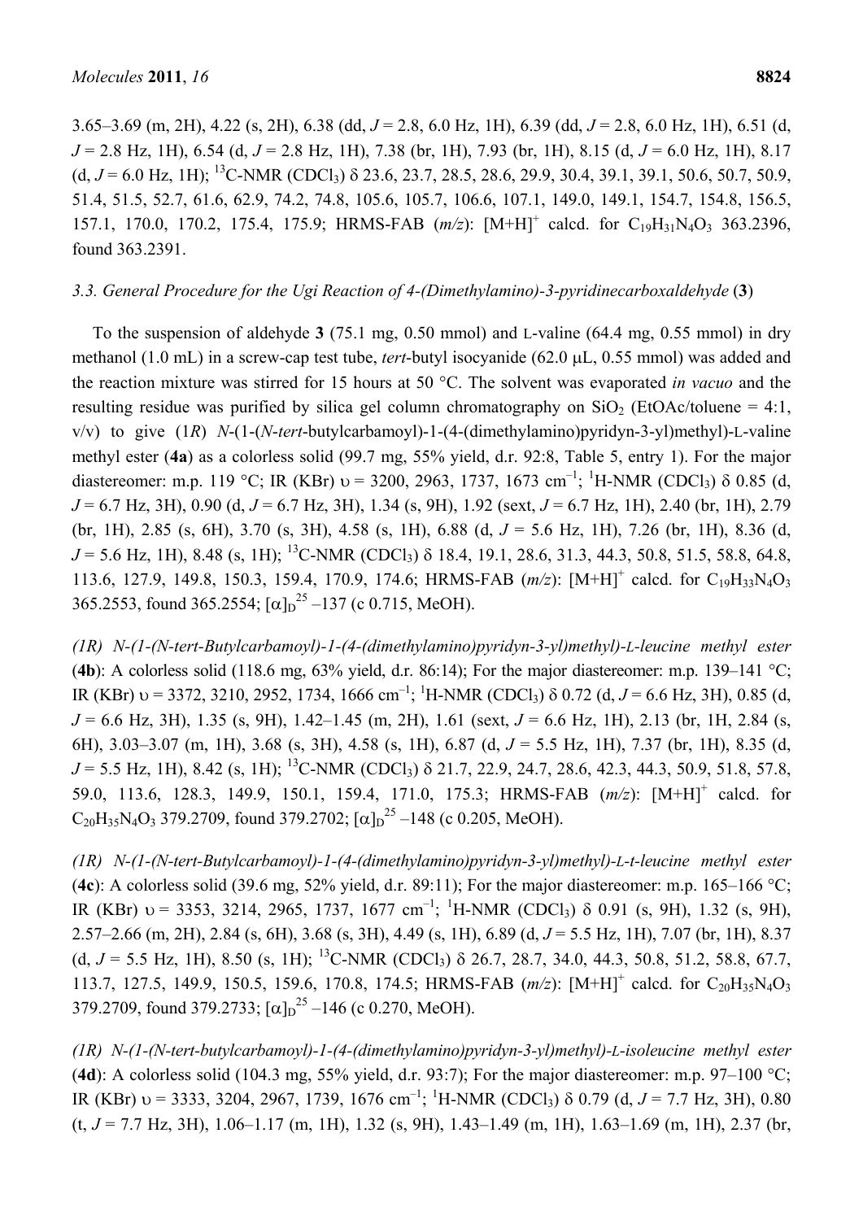3.65–3.69 (m, 2H), 4.22 (s, 2H), 6.38 (dd, *J* = 2.8, 6.0 Hz, 1H), 6.39 (dd, *J* = 2.8, 6.0 Hz, 1H), 6.51 (d, *J* = 2.8 Hz, 1H), 6.54 (d, *J* = 2.8 Hz, 1H), 7.38 (br, 1H), 7.93 (br, 1H), 8.15 (d, *J* = 6.0 Hz, 1H), 8.17 (d, *J* = 6.0 Hz, 1H); $^{13}$C-NMR ($CDCl_3$) δ 23.6, 23.7, 28.5, 28.6, 29.9, 30.4, 39.1, 39.1, 50.6, 50.7, 50.9, 51.4, 51.5, 52.7, 61.6, 62.9, 74.2, 74.8, 105.6, 105.7, 106.6, 107.1, 149.0, 149.1, 154.7, 154.8, 156.5, 157.1, 170.0, 170.2, 175.4, 175.9; HRMS-FAB (*m/z*): $[M+H]^+$ calcd. for $C_{19}H_{31}N_4O_3$ 363.2396, found 363.2391.

### *3.3. General Procedure for the Ugi Reaction of 4-(Dimethylamino)-3-pyridinecarboxaldehyde* (**3**)

To the suspension of aldehyde **3** (75.1 mg, 0.50 mmol) and L-valine (64.4 mg, 0.55 mmol) in dry methanol (1.0 mL) in a screw-cap test tube, *tert*-butyl isocyanide (62.0 μL, 0.55 mmol) was added and the reaction mixture was stirred for 15 hours at 50 °C. The solvent was evaporated *in vacuo* and the resulting residue was purified by silica gel column chromatography on $SiO_2$ (EtOAc/toluene = 4:1, v/v) to give (1*R*) *N*-(1-(*N*-*tert*-butylcarbamoyl)-1-(4-(dimethylamino)pyridyn-3-yl)methyl)-L-valine methyl ester (**4a**) as a colorless solid (99.7 mg, 55% yield, d.r. 92:8, Table 5, entry 1). For the major diastereomer: m.p. 119 °C; IR (KBr) υ = 3200, 2963, 1737, 1673 cm$^{-1}$; $^{1}$H-NMR ($CDCl_3$) δ 0.85 (d, *J* = 6.7 Hz, 3H), 0.90 (d, *J* = 6.7 Hz, 3H), 1.34 (s, 9H), 1.92 (sext, *J* = 6.7 Hz, 1H), 2.40 (br, 1H), 2.79 (br, 1H), 2.85 (s, 6H), 3.70 (s, 3H), 4.58 (s, 1H), 6.88 (d, *J* = 5.6 Hz, 1H), 7.26 (br, 1H), 8.36 (d, *J* = 5.6 Hz, 1H), 8.48 (s, 1H); $^{13}$C-NMR ($CDCl_3$) δ 18.4, 19.1, 28.6, 31.3, 44.3, 50.8, 51.5, 58.8, 64.8, 113.6, 127.9, 149.8, 150.3, 159.4, 170.9, 174.6; HRMS-FAB (*m/z*): $[M+H]^+$ calcd. for $C_{19}H_{33}N_4O_3$ 365.2553, found 365.2554; $[\alpha]_D^{25}$ –137 (c 0.715, MeOH).

*(1R) N-(1-(N-tert-Butylcarbamoyl)-1-(4-(dimethylamino)pyridyn-3-yl)methyl)-L-leucine methyl ester* (**4b**): A colorless solid (118.6 mg, 63% yield, d.r. 86:14); For the major diastereomer: m.p. 139–141 °C; IR (KBr) υ = 3372, 3210, 2952, 1734, 1666 cm$^{-1}$; $^{1}$H-NMR ($CDCl_3$) δ 0.72 (d, *J* = 6.6 Hz, 3H), 0.85 (d, *J* = 6.6 Hz, 3H), 1.35 (s, 9H), 1.42–1.45 (m, 2H), 1.61 (sext, *J* = 6.6 Hz, 1H), 2.13 (br, 1H, 2.84 (s, 6H), 3.03–3.07 (m, 1H), 3.68 (s, 3H), 4.58 (s, 1H), 6.87 (d, *J* = 5.5 Hz, 1H), 7.37 (br, 1H), 8.35 (d, *J* = 5.5 Hz, 1H), 8.42 (s, 1H); $^{13}$C-NMR ($CDCl_3$) δ 21.7, 22.9, 24.7, 28.6, 42.3, 44.3, 50.9, 51.8, 57.8, 59.0, 113.6, 128.3, 149.9, 150.1, 159.4, 171.0, 175.3; HRMS-FAB (*m/z*): $[M+H]^+$ calcd. for $C_{20}H_{35}N_4O_3$ 379.2709, found 379.2702; $[\alpha]_D^{25}$ –148 (c 0.205, MeOH).

*(1R) N-(1-(N-tert-Butylcarbamoyl)-1-(4-(dimethylamino)pyridyn-3-yl)methyl)-L-t-leucine methyl ester* (**4c**): A colorless solid (39.6 mg, 52% yield, d.r. 89:11); For the major diastereomer: m.p. 165–166 °C; IR (KBr) υ = 3353, 3214, 2965, 1737, 1677 cm$^{-1}$; $^{1}$H-NMR ($CDCl_3$) δ 0.91 (s, 9H), 1.32 (s, 9H), 2.57–2.66 (m, 2H), 2.84 (s, 6H), 3.68 (s, 3H), 4.49 (s, 1H), 6.89 (d, *J* = 5.5 Hz, 1H), 7.07 (br, 1H), 8.37 (d, *J* = 5.5 Hz, 1H), 8.50 (s, 1H); $^{13}$C-NMR ($CDCl_3$) δ 26.7, 28.7, 34.0, 44.3, 50.8, 51.2, 58.8, 67.7, 113.7, 127.5, 149.9, 150.5, 159.6, 170.8, 174.5; HRMS-FAB (*m/z*): $[M+H]^+$ calcd. for $C_{20}H_{35}N_4O_3$ 379.2709, found 379.2733; $[\alpha]_D^{25}$ –146 (c 0.270, MeOH).

*(1R) N-(1-(N-tert-butylcarbamoyl)-1-(4-(dimethylamino)pyridyn-3-yl)methyl)-L-isoleucine methyl ester* (**4d**): A colorless solid (104.3 mg, 55% yield, d.r. 93:7); For the major diastereomer: m.p. 97–100 °C; IR (KBr) υ = 3333, 3204, 2967, 1739, 1676 cm$^{-1}$; $^{1}$H-NMR ($CDCl_3$) δ 0.79 (d, *J* = 7.7 Hz, 3H), 0.80 (t, *J* = 7.7 Hz, 3H), 1.06–1.17 (m, 1H), 1.32 (s, 9H), 1.43–1.49 (m, 1H), 1.63–1.69 (m, 1H), 2.37 (br,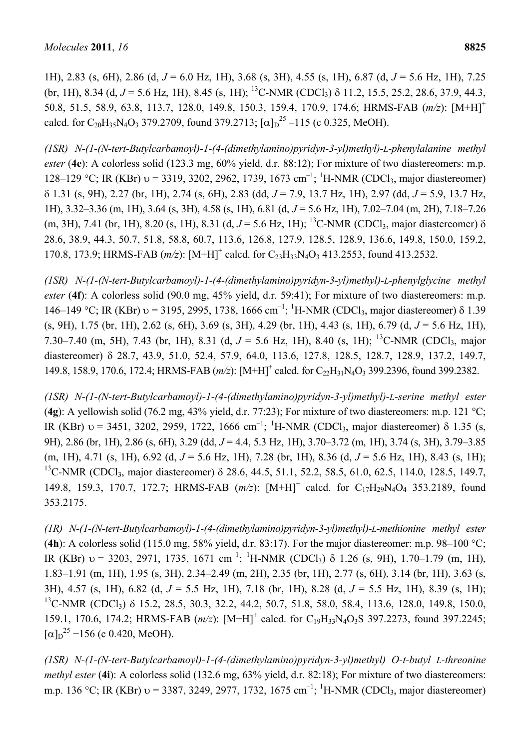1H), 2.83 (s, 6H), 2.86 (d, *J* = 6.0 Hz, 1H), 3.68 (s, 3H), 4.55 (s, 1H), 6.87 (d, *J* = 5.6 Hz, 1H), 7.25 (br, 1H), 8.34 (d, *J* = 5.6 Hz, 1H), 8.45 (s, 1H); $^{13}$C-NMR ($CDCl_3$) δ 11.2, 15.5, 25.2, 28.6, 37.9, 44.3, 50.8, 51.5, 58.9, 63.8, 113.7, 128.0, 149.8, 150.3, 159.4, 170.9, 174.6; HRMS-FAB (*m/z*): $[M+H]^+$ calcd. for $C_{20}H_{35}N_4O_3$ 379.2709, found 379.2713; $[\alpha]_D^{25}$ –115 (c 0.325, MeOH).

*(1SR) N-(1-(N-tert-Butylcarbamoyl)-1-(4-(dimethylamino)pyridyn-3-yl)methyl)-L-phenylalanine methyl ester* (**4e**): A colorless solid (123.3 mg, 60% yield, d.r. 88:12); For mixture of two diastereomers: m.p. 128–129 °C; IR (KBr) υ = 3319, 3202, 2962, 1739, 1673 $cm^{-1}$; $^1$H-NMR ($CDCl_3$, major diastereomer) δ 1.31 (s, 9H), 2.27 (br, 1H), 2.74 (s, 6H), 2.83 (dd, *J* = 7.9, 13.7 Hz, 1H), 2.97 (dd, *J* = 5.9, 13.7 Hz, 1H), 3.32–3.36 (m, 1H), 3.64 (s, 3H), 4.58 (s, 1H), 6.81 (d, *J* = 5.6 Hz, 1H), 7.02–7.04 (m, 2H), 7.18–7.26 (m, 3H), 7.41 (br, 1H), 8.20 (s, 1H), 8.31 (d, *J* = 5.6 Hz, 1H); $^{13}$C-NMR ($CDCl_3$, major diastereomer) δ 28.6, 38.9, 44.3, 50.7, 51.8, 58.8, 60.7, 113.6, 126.8, 127.9, 128.5, 128.9, 136.6, 149.8, 150.0, 159.2, 170.8, 173.9; HRMS-FAB (*m/z*): $[M+H]^+$ calcd. for $C_{23}H_{33}N_4O_3$ 413.2553, found 413.2532.

*(1SR) N-(1-(N-tert-Butylcarbamoyl)-1-(4-(dimethylamino)pyridyn-3-yl)methyl)-L-phenylglycine methyl ester* (**4f**): A colorless solid (90.0 mg, 45% yield, d.r. 59:41); For mixture of two diastereomers: m.p. 146–149 °C; IR (KBr) υ = 3195, 2995, 1738, 1666 $cm^{-1}$; $^1$H-NMR ($CDCl_3$, major diastereomer) δ 1.39 (s, 9H), 1.75 (br, 1H), 2.62 (s, 6H), 3.69 (s, 3H), 4.29 (br, 1H), 4.43 (s, 1H), 6.79 (d, *J* = 5.6 Hz, 1H), 7.30–7.40 (m, 5H), 7.43 (br, 1H), 8.31 (d, *J* = 5.6 Hz, 1H), 8.40 (s, 1H); $^{13}$C-NMR ($CDCl_3$, major diastereomer) δ 28.7, 43.9, 51.0, 52.4, 57.9, 64.0, 113.6, 127.8, 128.5, 128.7, 128.9, 137.2, 149.7, 149.8, 158.9, 170.6, 172.4; HRMS-FAB (*m/z*): $[M+H]^+$ calcd. for $C_{22}H_{31}N_4O_3$ 399.2396, found 399.2382.

*(1SR) N-(1-(N-tert-Butylcarbamoyl)-1-(4-(dimethylamino)pyridyn-3-yl)methyl)-L-serine methyl ester* (**4g**): A yellowish solid (76.2 mg, 43% yield, d.r. 77:23); For mixture of two diastereomers: m.p. 121 °C; IR (KBr) υ = 3451, 3202, 2959, 1722, 1666 $cm^{-1}$; $^1$H-NMR ($CDCl_3$, major diastereomer) δ 1.35 (s, 9H), 2.86 (br, 1H), 2.86 (s, 6H), 3.29 (dd, *J* = 4.4, 5.3 Hz, 1H), 3.70–3.72 (m, 1H), 3.74 (s, 3H), 3.79–3.85 (m, 1H), 4.71 (s, 1H), 6.92 (d, *J* = 5.6 Hz, 1H), 7.28 (br, 1H), 8.36 (d, *J* = 5.6 Hz, 1H), 8.43 (s, 1H); $^{13}$C-NMR ($CDCl_3$, major diastereomer) δ 28.6, 44.5, 51.1, 52.2, 58.5, 61.0, 62.5, 114.0, 128.5, 149.7, 149.8, 159.3, 170.7, 172.7; HRMS-FAB (*m/z*): $[M+H]^+$ calcd. for $C_{17}H_{29}N_4O_4$ 353.2189, found 353.2175.

*(1R) N-(1-(N-tert-Butylcarbamoyl)-1-(4-(dimethylamino)pyridyn-3-yl)methyl)-L-methionine methyl ester* (**4h**): A colorless solid (115.0 mg, 58% yield, d.r. 83:17). For the major diastereomer: m.p. 98–100 °C; IR (KBr) υ = 3203, 2971, 1735, 1671 $cm^{-1}$; $^1$H-NMR ($CDCl_3$) δ 1.26 (s, 9H), 1.70–1.79 (m, 1H), 1.83–1.91 (m, 1H), 1.95 (s, 3H), 2.34–2.49 (m, 2H), 2.35 (br, 1H), 2.77 (s, 6H), 3.14 (br, 1H), 3.63 (s, 3H), 4.57 (s, 1H), 6.82 (d, *J* = 5.5 Hz, 1H), 7.18 (br, 1H), 8.28 (d, *J* = 5.5 Hz, 1H), 8.39 (s, 1H); $^{13}$C-NMR ($CDCl_3$) δ 15.2, 28.5, 30.3, 32.2, 44.2, 50.7, 51.8, 58.0, 58.4, 113.6, 128.0, 149.8, 150.0, 159.1, 170.6, 174.2; HRMS-FAB (*m/z*): $[M+H]^+$ calcd. for $C_{19}H_{33}N_4O_3S$ 397.2273, found 397.2245; $[\alpha]_D^{25}$ −156 (c 0.420, MeOH).

*(1SR) N-(1-(N-tert-Butylcarbamoyl)-1-(4-(dimethylamino)pyridyn-3-yl)methyl) O-t-butyl L-threonine methyl ester* (**4i**): A colorless solid (132.6 mg, 63% yield, d.r. 82:18); For mixture of two diastereomers: m.p. 136 °C; IR (KBr) υ = 3387, 3249, 2977, 1732, 1675 $cm^{-1}$; $^1$H-NMR ($CDCl_3$, major diastereomer)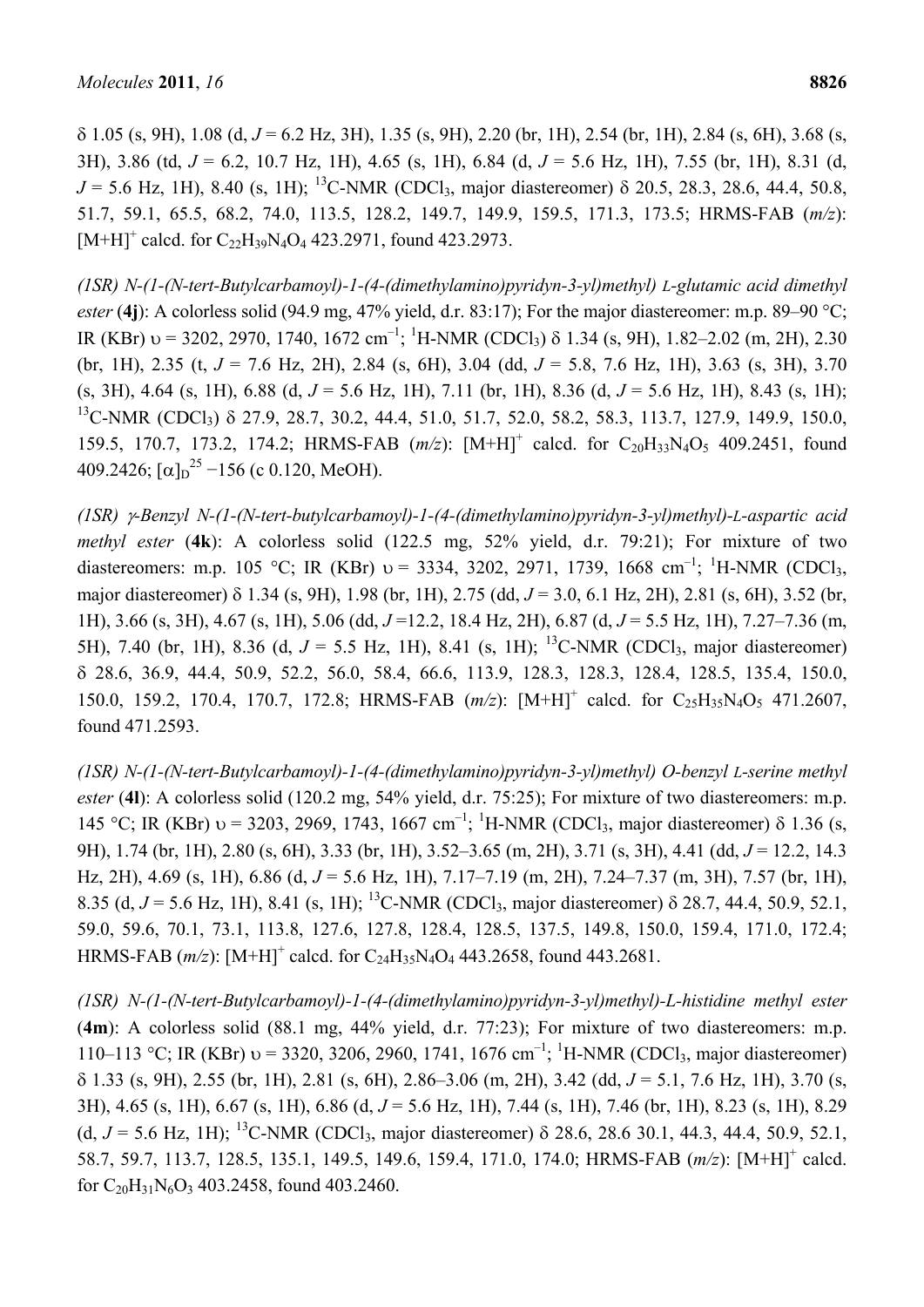δ 1.05 (s, 9H), 1.08 (d, $J$ = 6.2 Hz, 3H), 1.35 (s, 9H), 2.20 (br, 1H), 2.54 (br, 1H), 2.84 (s, 6H), 3.68 (s, 3H), 3.86 (td, $J$ = 6.2, 10.7 Hz, 1H), 4.65 (s, 1H), 6.84 (d, $J$ = 5.6 Hz, 1H), 7.55 (br, 1H), 8.31 (d, $J$ = 5.6 Hz, 1H), 8.40 (s, 1H); $^{13}$C-NMR ($CDCl_3$, major diastereomer) δ 20.5, 28.3, 28.6, 44.4, 50.8, 51.7, 59.1, 65.5, 68.2, 74.0, 113.5, 128.2, 149.7, 149.9, 159.5, 171.3, 173.5; HRMS-FAB (*m/z*): $[M+H]^+$ calcd. for $C_{22}H_{39}N_4O_4$ 423.2971, found 423.2973.

*(1SR) N-(1-(N-tert-Butylcarbamoyl)-1-(4-(dimethylamino)pyridyn-3-yl)methyl) L-glutamic acid dimethyl ester* (**4j**): A colorless solid (94.9 mg, 47% yield, d.r. 83:17); For the major diastereomer: m.p. 89–90 °C; IR (KBr) υ = 3202, 2970, 1740, 1672 cm$^{-1}$; $^1$H-NMR ($CDCl_3$) δ 1.34 (s, 9H), 1.82–2.02 (m, 2H), 2.30 (br, 1H), 2.35 (t, $J$ = 7.6 Hz, 2H), 2.84 (s, 6H), 3.04 (dd, $J$ = 5.8, 7.6 Hz, 1H), 3.63 (s, 3H), 3.70 (s, 3H), 4.64 (s, 1H), 6.88 (d, $J$ = 5.6 Hz, 1H), 7.11 (br, 1H), 8.36 (d, $J$ = 5.6 Hz, 1H), 8.43 (s, 1H); $^{13}$C-NMR ($CDCl_3$) δ 27.9, 28.7, 30.2, 44.4, 51.0, 51.7, 52.0, 58.2, 58.3, 113.7, 127.9, 149.9, 150.0, 159.5, 170.7, 173.2, 174.2; HRMS-FAB (*m/z*): $[M+H]^+$ calcd. for $C_{20}H_{33}N_4O_5$ 409.2451, found 409.2426; $[\alpha]_D^{25}$ −156 (c 0.120, MeOH).

*(1SR) γ-Benzyl N-(1-(N-tert-butylcarbamoyl)-1-(4-(dimethylamino)pyridyn-3-yl)methyl)-L-aspartic acid methyl ester* (**4k**): A colorless solid (122.5 mg, 52% yield, d.r. 79:21); For mixture of two diastereomers: m.p. 105 °C; IR (KBr) υ = 3334, 3202, 2971, 1739, 1668 cm$^{-1}$; $^1$H-NMR ($CDCl_3$, major diastereomer) δ 1.34 (s, 9H), 1.98 (br, 1H), 2.75 (dd, $J$ = 3.0, 6.1 Hz, 2H), 2.81 (s, 6H), 3.52 (br, 1H), 3.66 (s, 3H), 4.67 (s, 1H), 5.06 (dd, $J$ =12.2, 18.4 Hz, 2H), 6.87 (d, $J$ = 5.5 Hz, 1H), 7.27–7.36 (m, 5H), 7.40 (br, 1H), 8.36 (d, $J$ = 5.5 Hz, 1H), 8.41 (s, 1H); $^{13}$C-NMR ($CDCl_3$, major diastereomer) δ 28.6, 36.9, 44.4, 50.9, 52.2, 56.0, 58.4, 66.6, 113.9, 128.3, 128.3, 128.4, 128.5, 135.4, 150.0, 150.0, 159.2, 170.4, 170.7, 172.8; HRMS-FAB (*m/z*): $[M+H]^+$ calcd. for $C_{25}H_{35}N_4O_5$ 471.2607, found 471.2593.

*(1SR) N-(1-(N-tert-Butylcarbamoyl)-1-(4-(dimethylamino)pyridyn-3-yl)methyl) O-benzyl L-serine methyl ester* (**4l**): A colorless solid (120.2 mg, 54% yield, d.r. 75:25); For mixture of two diastereomers: m.p. 145 °C; IR (KBr) υ = 3203, 2969, 1743, 1667 cm$^{-1}$; $^1$H-NMR ($CDCl_3$, major diastereomer) δ 1.36 (s, 9H), 1.74 (br, 1H), 2.80 (s, 6H), 3.33 (br, 1H), 3.52–3.65 (m, 2H), 3.71 (s, 3H), 4.41 (dd, $J$ = 12.2, 14.3 Hz, 2H), 4.69 (s, 1H), 6.86 (d, $J$ = 5.6 Hz, 1H), 7.17–7.19 (m, 2H), 7.24–7.37 (m, 3H), 7.57 (br, 1H), 8.35 (d, $J$ = 5.6 Hz, 1H), 8.41 (s, 1H); $^{13}$C-NMR ($CDCl_3$, major diastereomer) δ 28.7, 44.4, 50.9, 52.1, 59.0, 59.6, 70.1, 73.1, 113.8, 127.6, 127.8, 128.4, 128.5, 137.5, 149.8, 150.0, 159.4, 171.0, 172.4; HRMS-FAB (*m/z*): $[M+H]^+$ calcd. for $C_{24}H_{35}N_4O_4$ 443.2658, found 443.2681.

*(1SR) N-(1-(N-tert-Butylcarbamoyl)-1-(4-(dimethylamino)pyridyn-3-yl)methyl)-L-histidine methyl ester* (**4m**): A colorless solid (88.1 mg, 44% yield, d.r. 77:23); For mixture of two diastereomers: m.p. 110–113 °C; IR (KBr) υ = 3320, 3206, 2960, 1741, 1676 cm$^{-1}$; $^1$H-NMR ($CDCl_3$, major diastereomer) δ 1.33 (s, 9H), 2.55 (br, 1H), 2.81 (s, 6H), 2.86–3.06 (m, 2H), 3.42 (dd, $J$ = 5.1, 7.6 Hz, 1H), 3.70 (s, 3H), 4.65 (s, 1H), 6.67 (s, 1H), 6.86 (d, $J$ = 5.6 Hz, 1H), 7.44 (s, 1H), 7.46 (br, 1H), 8.23 (s, 1H), 8.29 (d, $J$ = 5.6 Hz, 1H); $^{13}$C-NMR ($CDCl_3$, major diastereomer) δ 28.6, 28.6 30.1, 44.3, 44.4, 50.9, 52.1, 58.7, 59.7, 113.7, 128.5, 135.1, 149.5, 149.6, 159.4, 171.0, 174.0; HRMS-FAB (*m/z*): $[M+H]^+$ calcd. for $C_{20}H_{31}N_6O_3$ 403.2458, found 403.2460.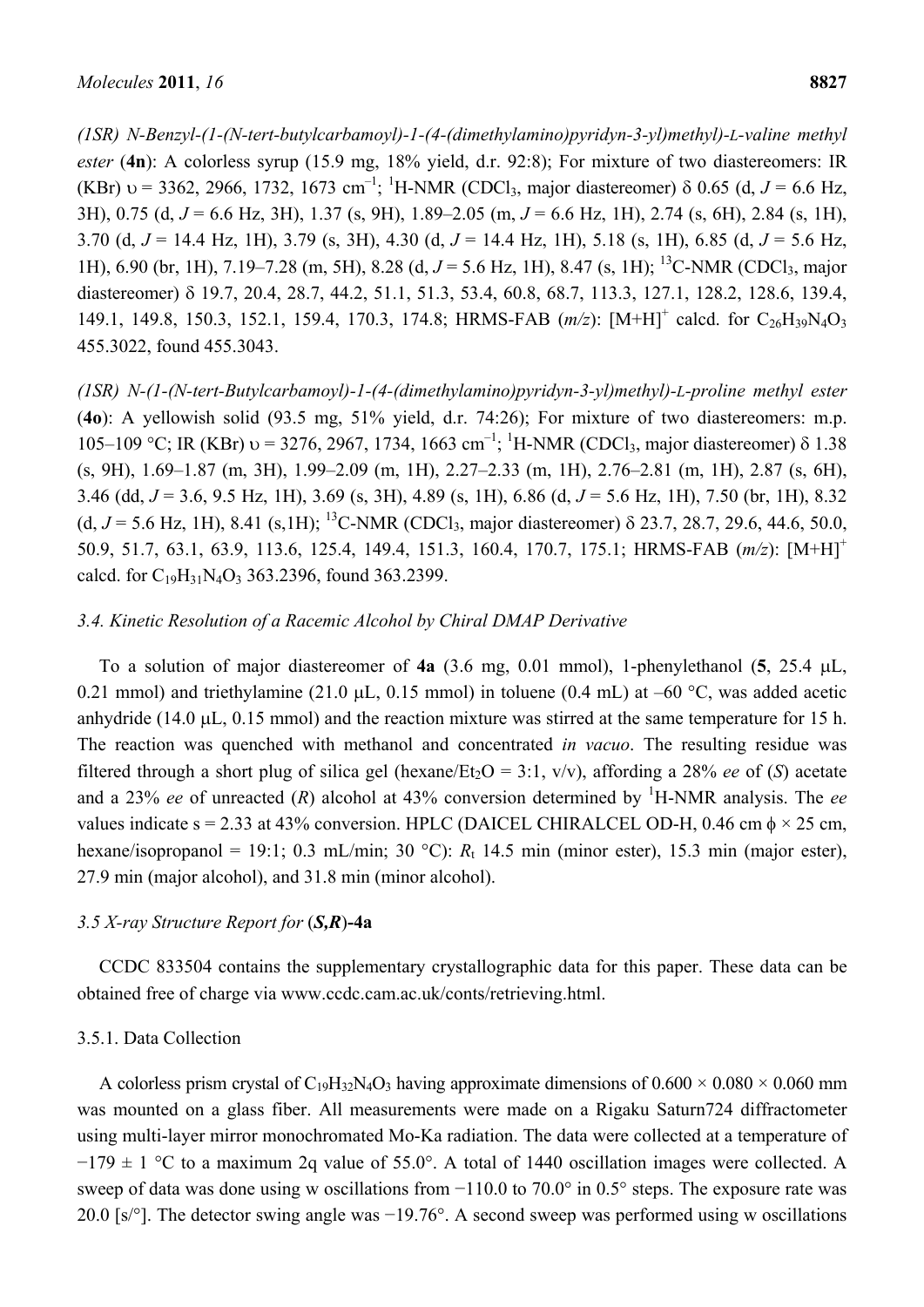*(1SR) N-Benzyl-(1-(N-tert-butylcarbamoyl)-1-(4-(dimethylamino)pyridyn-3-yl)methyl)-L-valine methyl ester* (**4n**): A colorless syrup (15.9 mg, 18% yield, d.r. 92:8); For mixture of two diastereomers: IR (KBr) υ = 3362, 2966, 1732, 1673 $cm^{-1}$; $^1$H-NMR ($CDCl_3$, major diastereomer) δ 0.65 (d, *J* = 6.6 Hz, 3H), 0.75 (d, *J* = 6.6 Hz, 3H), 1.37 (s, 9H), 1.89–2.05 (m, *J* = 6.6 Hz, 1H), 2.74 (s, 6H), 2.84 (s, 1H), 3.70 (d, *J* = 14.4 Hz, 1H), 3.79 (s, 3H), 4.30 (d, *J* = 14.4 Hz, 1H), 5.18 (s, 1H), 6.85 (d, *J* = 5.6 Hz, 1H), 6.90 (br, 1H), 7.19–7.28 (m, 5H), 8.28 (d, *J* = 5.6 Hz, 1H), 8.47 (s, 1H); $^{13}$C-NMR ($CDCl_3$, major diastereomer) δ 19.7, 20.4, 28.7, 44.2, 51.1, 51.3, 53.4, 60.8, 68.7, 113.3, 127.1, 128.2, 128.6, 139.4, 149.1, 149.8, 150.3, 152.1, 159.4, 170.3, 174.8; HRMS-FAB (*m/z*): $[M+H]^+$ calcd. for $C_{26}H_{39}N_4O_3$ 455.3022, found 455.3043.

*(1SR) N-(1-(N-tert-Butylcarbamoyl)-1-(4-(dimethylamino)pyridyn-3-yl)methyl)-L-proline methyl ester* (**4o**): A yellowish solid (93.5 mg, 51% yield, d.r. 74:26); For mixture of two diastereomers: m.p. 105–109 °C; IR (KBr) υ = 3276, 2967, 1734, 1663 $cm^{-1}$; $^1$H-NMR ($CDCl_3$, major diastereomer) δ 1.38 (s, 9H), 1.69–1.87 (m, 3H), 1.99–2.09 (m, 1H), 2.27–2.33 (m, 1H), 2.76–2.81 (m, 1H), 2.87 (s, 6H), 3.46 (dd, *J* = 3.6, 9.5 Hz, 1H), 3.69 (s, 3H), 4.89 (s, 1H), 6.86 (d, *J* = 5.6 Hz, 1H), 7.50 (br, 1H), 8.32 (d, *J* = 5.6 Hz, 1H), 8.41 (s,1H); $^{13}$C-NMR ($CDCl_3$, major diastereomer) δ 23.7, 28.7, 29.6, 44.6, 50.0, 50.9, 51.7, 63.1, 63.9, 113.6, 125.4, 149.4, 151.3, 160.4, 170.7, 175.1; HRMS-FAB (*m/z*): $[M+H]^+$ calcd. for $C_{19}H_{31}N_4O_3$ 363.2396, found 363.2399.

### 3.4. Kinetic Resolution of a Racemic Alcohol by Chiral DMAP Derivative

To a solution of major diastereomer of **4a** (3.6 mg, 0.01 mmol), 1-phenylethanol (**5**, 25.4 μL, 0.21 mmol) and triethylamine (21.0 μL, 0.15 mmol) in toluene (0.4 mL) at –60 °C, was added acetic anhydride (14.0 μL, 0.15 mmol) and the reaction mixture was stirred at the same temperature for 15 h. The reaction was quenched with methanol and concentrated *in vacuo*. The resulting residue was filtered through a short plug of silica gel (hexane/$Et_2O$ = 3:1, v/v), affording a 28% *ee* of (*S*) acetate and a 23% *ee* of unreacted (*R*) alcohol at 43% conversion determined by $^1$H-NMR analysis. The *ee* values indicate s = 2.33 at 43% conversion. HPLC (DAICEL CHIRALCEL OD-H, 0.46 cm ϕ × 25 cm, hexane/isopropanol = 19:1; 0.3 mL/min; 30 °C): $R_t$ 14.5 min (minor ester), 15.3 min (major ester), 27.9 min (major alcohol), and 31.8 min (minor alcohol).

### 3.5 X-ray Structure Report for (*S,R*)-4a

CCDC 833504 contains the supplementary crystallographic data for this paper. These data can be obtained free of charge via www.ccdc.cam.ac.uk/conts/retrieving.html.

#### 3.5.1. Data Collection

A colorless prism crystal of $C_{19}H_{32}N_4O_3$ having approximate dimensions of 0.600 × 0.080 × 0.060 mm was mounted on a glass fiber. All measurements were made on a Rigaku Saturn724 diffractometer using multi-layer mirror monochromated Mo-Ka radiation. The data were collected at a temperature of −179 ± 1 °C to a maximum 2q value of 55.0°. A total of 1440 oscillation images were collected. A sweep of data was done using w oscillations from −110.0 to 70.0° in 0.5° steps. The exposure rate was 20.0 [s/°]. The detector swing angle was −19.76°. A second sweep was performed using w oscillations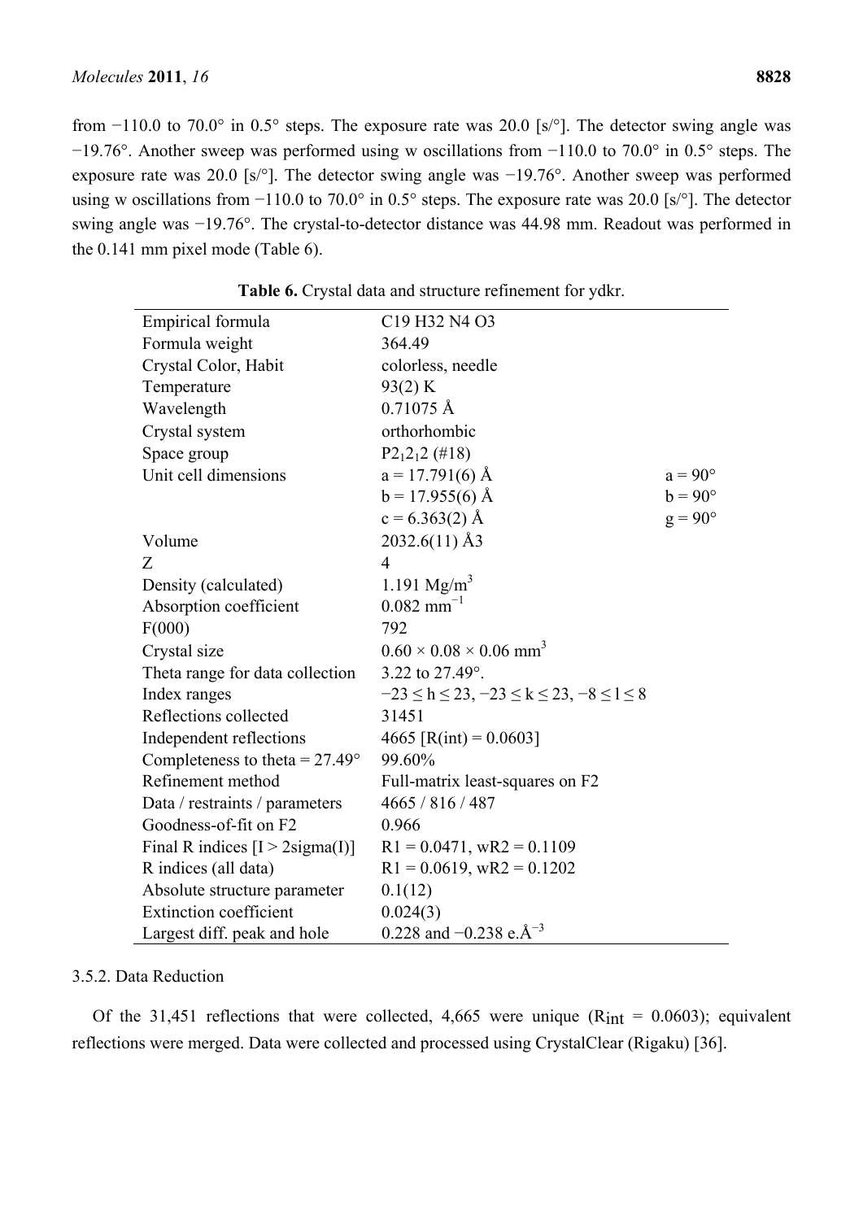from −110.0 to 70.0° in 0.5° steps. The exposure rate was 20.0 [s/°]. The detector swing angle was −19.76°. Another sweep was performed using w oscillations from −110.0 to 70.0° in 0.5° steps. The exposure rate was 20.0 [s/°]. The detector swing angle was −19.76°. Another sweep was performed using w oscillations from −110.0 to 70.0° in 0.5° steps. The exposure rate was 20.0 [s/°]. The detector swing angle was −19.76°. The crystal-to-detector distance was 44.98 mm. Readout was performed in the 0.141 mm pixel mode (Table 6).

**Table 6.** Crystal data and structure refinement for ydkr.

| | | |
|---|---|---|
| Empirical formula | C19 H32 N4 O3 | |
| Formula weight | 364.49 | |
| Crystal Color, Habit | colorless, needle | |
| Temperature | 93(2) K | |
| Wavelength | 0.71075 Å | |
| Crystal system | orthorhombic | |
| Space group | $P2_12_12$ (#18) | |
| Unit cell dimensions | a = 17.791(6) Å | a = 90° |
| | b = 17.955(6) Å | b = 90° |
| | c = 6.363(2) Å | g = 90° |
| Volume | 2032.6(11) Å3 | |
| Z | 4 | |
| Density (calculated) | 1.191 $Mg/m^3$ | |
| Absorption coefficient | 0.082 $mm^{-1}$ | |
| F(000) | 792 | |
| Crystal size | 0.60 × 0.08 × 0.06 $mm^3$ | |
| Theta range for data collection | 3.22 to 27.49°. | |
| Index ranges | $-23 \le h \le 23$, $-23 \le k \le 23$, $-8 \le l \le 8$ | |
| Reflections collected | 31451 | |
| Independent reflections | 4665 [R(int) = 0.0603] | |
| Completeness to theta = 27.49° | 99.60% | |
| Refinement method | Full-matrix least-squares on F2 | |
| Data / restraints / parameters | 4665 / 816 / 487 | |
| Goodness-of-fit on F2 | 0.966 | |
| Final R indices [I > 2sigma(I)] | R1 = 0.0471, wR2 = 0.1109 | |
| R indices (all data) | R1 = 0.0619, wR2 = 0.1202 | |
| Absolute structure parameter | 0.1(12) | |
| Extinction coefficient | 0.024(3) | |
| Largest diff. peak and hole | 0.228 and −0.238 e.$Å^{-3}$ | |

3.5.2. Data Reduction

Of the 31,451 reflections that were collected, 4,665 were unique ($R_{int}$ = 0.0603); equivalent reflections were merged. Data were collected and processed using CrystalClear (Rigaku) [36].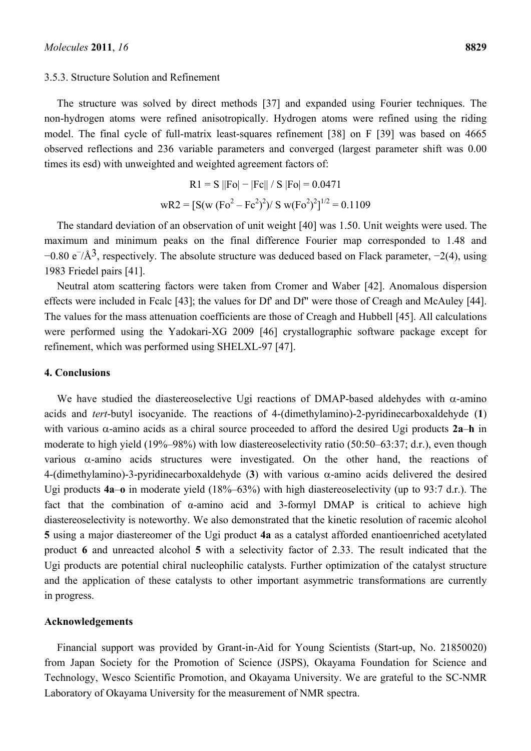### 3.5.3. Structure Solution and Refinement

The structure was solved by direct methods [37] and expanded using Fourier techniques. The non-hydrogen atoms were refined anisotropically. Hydrogen atoms were refined using the riding model. The final cycle of full-matrix least-squares refinement [38] on F [39] was based on 4665 observed reflections and 236 variable parameters and converged (largest parameter shift was 0.00 times its esd) with unweighted and weighted agreement factors of:

$$R1 = S ||Fo| - |Fc|| / S |Fo| = 0.0471$$

$$wR2 = [S(w (Fo^2 - Fc^2)^2)/ S w(Fo^2)^2]^{1/2} = 0.1109$$

The standard deviation of an observation of unit weight [40] was 1.50. Unit weights were used. The maximum and minimum peaks on the final difference Fourier map corresponded to 1.48 and −0.80 $e^-/Å^3$, respectively. The absolute structure was deduced based on Flack parameter, −2(4), using 1983 Friedel pairs [41].

Neutral atom scattering factors were taken from Cromer and Waber [42]. Anomalous dispersion effects were included in Fcalc [43]; the values for Df' and Df'' were those of Creagh and McAuley [44]. The values for the mass attenuation coefficients are those of Creagh and Hubbell [45]. All calculations were performed using the Yadokari-XG 2009 [46] crystallographic software package except for refinement, which was performed using SHELXL-97 [47].

## 4. Conclusions

We have studied the diastereoselective Ugi reactions of DMAP-based aldehydes with α-amino acids and *tert*-butyl isocyanide. The reactions of 4-(dimethylamino)-2-pyridinecarboxaldehyde (**1**) with various α-amino acids as a chiral source proceeded to afford the desired Ugi products **2a**–**h** in moderate to high yield (19%–98%) with low diastereoselectivity ratio (50:50–63:37; d.r.), even though various α-amino acids structures were investigated. On the other hand, the reactions of 4-(dimethylamino)-3-pyridinecarboxaldehyde (**3**) with various α-amino acids delivered the desired Ugi products **4a**–**o** in moderate yield (18%–63%) with high diastereoselectivity (up to 93:7 d.r.). The fact that the combination of α-amino acid and 3-formyl DMAP is critical to achieve high diastereoselectivity is noteworthy. We also demonstrated that the kinetic resolution of racemic alcohol **5** using a major diastereomer of the Ugi product **4a** as a catalyst afforded enantioenriched acetylated product **6** and unreacted alcohol **5** with a selectivity factor of 2.33. The result indicated that the Ugi products are potential chiral nucleophilic catalysts. Further optimization of the catalyst structure and the application of these catalysts to other important asymmetric transformations are currently in progress.

## Acknowledgements

Financial support was provided by Grant-in-Aid for Young Scientists (Start-up, No. 21850020) from Japan Society for the Promotion of Science (JSPS), Okayama Foundation for Science and Technology, Wesco Scientific Promotion, and Okayama University. We are grateful to the SC-NMR Laboratory of Okayama University for the measurement of NMR spectra.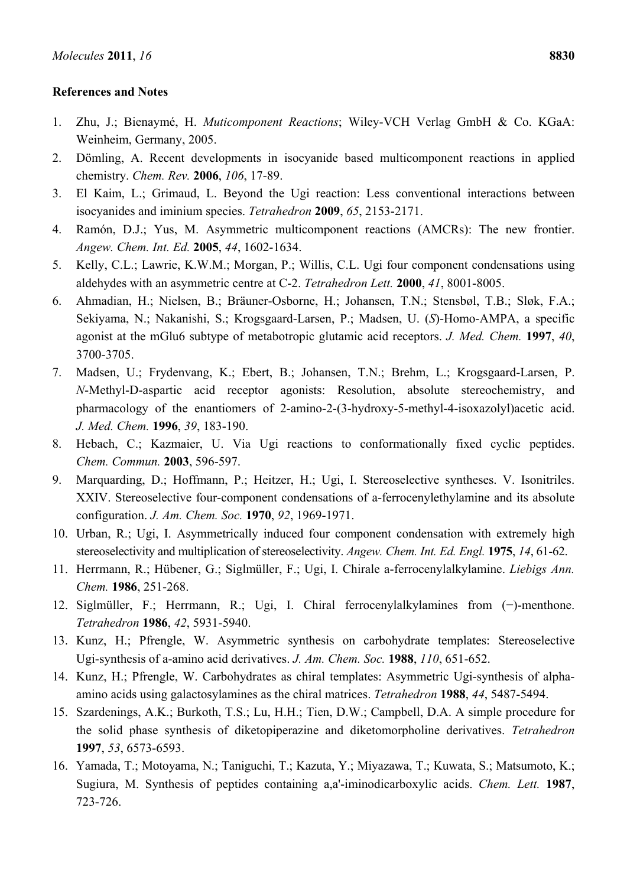## References and Notes

1. Zhu, J.; Bienaymé, H. *Muticomponent Reactions*; Wiley-VCH Verlag GmbH & Co. KGaA: Weinheim, Germany, 2005.
2. Dömling, A. Recent developments in isocyanide based multicomponent reactions in applied chemistry. *Chem. Rev.* **2006**, *106*, 17-89.
3. El Kaim, L.; Grimaud, L. Beyond the Ugi reaction: Less conventional interactions between isocyanides and iminium species. *Tetrahedron* **2009**, *65*, 2153-2171.
4. Ramón, D.J.; Yus, M. Asymmetric multicomponent reactions (AMCRs): The new frontier. *Angew. Chem. Int. Ed.* **2005**, *44*, 1602-1634.
5. Kelly, C.L.; Lawrie, K.W.M.; Morgan, P.; Willis, C.L. Ugi four component condensations using aldehydes with an asymmetric centre at C-2. *Tetrahedron Lett.* **2000**, *41*, 8001-8005.
6. Ahmadian, H.; Nielsen, B.; Bräuner-Osborne, H.; Johansen, T.N.; Stensbøl, T.B.; Sløk, F.A.; Sekiyama, N.; Nakanishi, S.; Krogsgaard-Larsen, P.; Madsen, U. (*S*)-Homo-AMPA, a specific agonist at the mGlu6 subtype of metabotropic glutamic acid receptors. *J. Med. Chem.* **1997**, *40*, 3700-3705.
7. Madsen, U.; Frydenvang, K.; Ebert, B.; Johansen, T.N.; Brehm, L.; Krogsgaard-Larsen, P. *N*-Methyl-D-aspartic acid receptor agonists: Resolution, absolute stereochemistry, and pharmacology of the enantiomers of 2-amino-2-(3-hydroxy-5-methyl-4-isoxazolyl)acetic acid. *J. Med. Chem.* **1996**, *39*, 183-190.
8. Hebach, C.; Kazmaier, U. Via Ugi reactions to conformationally fixed cyclic peptides. *Chem. Commun.* **2003**, 596-597.
9. Marquarding, D.; Hoffmann, P.; Heitzer, H.; Ugi, I. Stereoselective syntheses. V. Isonitriles. XXIV. Stereoselective four-component condensations of a-ferrocenylethylamine and its absolute configuration. *J. Am. Chem. Soc.* **1970**, *92*, 1969-1971.
10. Urban, R.; Ugi, I. Asymmetrically induced four component condensation with extremely high stereoselectivity and multiplication of stereoselectivity. *Angew. Chem. Int. Ed. Engl.* **1975**, *14*, 61-62.
11. Herrmann, R.; Hübener, G.; Siglmüller, F.; Ugi, I. Chirale a-ferrocenylalkylamine. *Liebigs Ann. Chem.* **1986**, 251-268.
12. Siglmüller, F.; Herrmann, R.; Ugi, I. Chiral ferrocenylalkylamines from (−)-menthone. *Tetrahedron* **1986**, *42*, 5931-5940.
13. Kunz, H.; Pfrengle, W. Asymmetric synthesis on carbohydrate templates: Stereoselective Ugi-synthesis of a-amino acid derivatives. *J. Am. Chem. Soc.* **1988**, *110*, 651-652.
14. Kunz, H.; Pfrengle, W. Carbohydrates as chiral templates: Asymmetric Ugi-synthesis of alpha-amino acids using galactosylamines as the chiral matrices. *Tetrahedron* **1988**, *44*, 5487-5494.
15. Szardenings, A.K.; Burkoth, T.S.; Lu, H.H.; Tien, D.W.; Campbell, D.A. A simple procedure for the solid phase synthesis of diketopiperazine and diketomorpholine derivatives. *Tetrahedron* **1997**, *53*, 6573-6593.
16. Yamada, T.; Motoyama, N.; Taniguchi, T.; Kazuta, Y.; Miyazawa, T.; Kuwata, S.; Matsumoto, K.; Sugiura, M. Synthesis of peptides containing a,a'-iminodicarboxylic acids. *Chem. Lett.* **1987**, 723-726.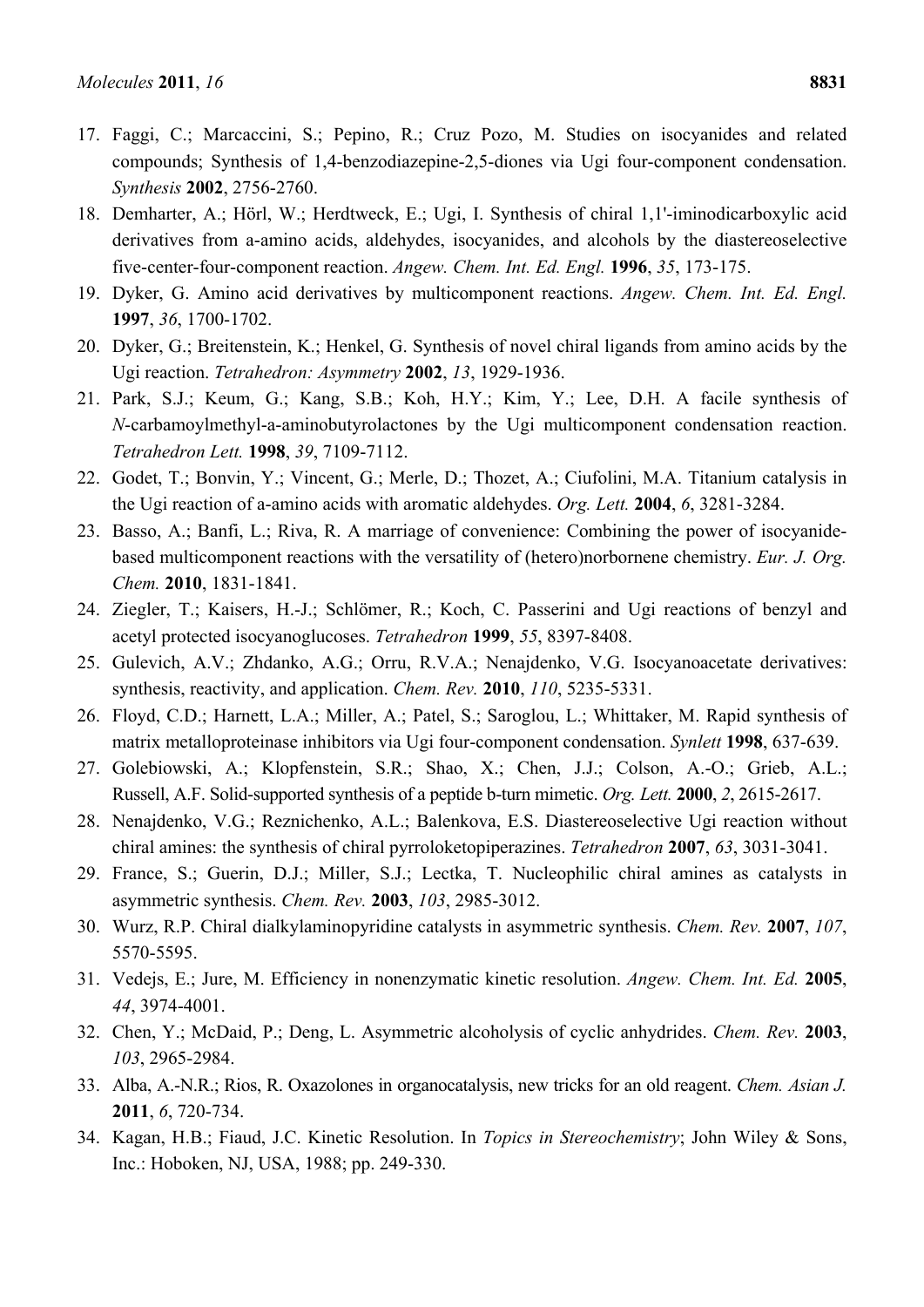17. Faggi, C.; Marcaccini, S.; Pepino, R.; Cruz Pozo, M. Studies on isocyanides and related compounds; Synthesis of 1,4-benzodiazepine-2,5-diones via Ugi four-component condensation. *Synthesis* **2002**, 2756-2760.
18. Demharter, A.; Hörl, W.; Herdtweck, E.; Ugi, I. Synthesis of chiral 1,1'-iminodicarboxylic acid derivatives from a-amino acids, aldehydes, isocyanides, and alcohols by the diastereoselective five-center-four-component reaction. *Angew. Chem. Int. Ed. Engl.* **1996**, *35*, 173-175.
19. Dyker, G. Amino acid derivatives by multicomponent reactions. *Angew. Chem. Int. Ed. Engl.* **1997**, *36*, 1700-1702.
20. Dyker, G.; Breitenstein, K.; Henkel, G. Synthesis of novel chiral ligands from amino acids by the Ugi reaction. *Tetrahedron: Asymmetry* **2002**, *13*, 1929-1936.
21. Park, S.J.; Keum, G.; Kang, S.B.; Koh, H.Y.; Kim, Y.; Lee, D.H. A facile synthesis of *N*-carbamoylmethyl-a-aminobutyrolactones by the Ugi multicomponent condensation reaction. *Tetrahedron Lett.* **1998**, *39*, 7109-7112.
22. Godet, T.; Bonvin, Y.; Vincent, G.; Merle, D.; Thozet, A.; Ciufolini, M.A. Titanium catalysis in the Ugi reaction of a-amino acids with aromatic aldehydes. *Org. Lett.* **2004**, *6*, 3281-3284.
23. Basso, A.; Banfi, L.; Riva, R. A marriage of convenience: Combining the power of isocyanide-based multicomponent reactions with the versatility of (hetero)norbornene chemistry. *Eur. J. Org. Chem.* **2010**, 1831-1841.
24. Ziegler, T.; Kaisers, H.-J.; Schlömer, R.; Koch, C. Passerini and Ugi reactions of benzyl and acetyl protected isocyanoglucoses. *Tetrahedron* **1999**, *55*, 8397-8408.
25. Gulevich, A.V.; Zhdanko, A.G.; Orru, R.V.A.; Nenajdenko, V.G. Isocyanoacetate derivatives: synthesis, reactivity, and application. *Chem. Rev.* **2010**, *110*, 5235-5331.
26. Floyd, C.D.; Harnett, L.A.; Miller, A.; Patel, S.; Saroglou, L.; Whittaker, M. Rapid synthesis of matrix metalloproteinase inhibitors via Ugi four-component condensation. *Synlett* **1998**, 637-639.
27. Golebiowski, A.; Klopfenstein, S.R.; Shao, X.; Chen, J.J.; Colson, A.-O.; Grieb, A.L.; Russell, A.F. Solid-supported synthesis of a peptide b-turn mimetic. *Org. Lett.* **2000**, *2*, 2615-2617.
28. Nenajdenko, V.G.; Reznichenko, A.L.; Balenkova, E.S. Diastereoselective Ugi reaction without chiral amines: the synthesis of chiral pyrroloketopiperazines. *Tetrahedron* **2007**, *63*, 3031-3041.
29. France, S.; Guerin, D.J.; Miller, S.J.; Lectka, T. Nucleophilic chiral amines as catalysts in asymmetric synthesis. *Chem. Rev.* **2003**, *103*, 2985-3012.
30. Wurz, R.P. Chiral dialkylaminopyridine catalysts in asymmetric synthesis. *Chem. Rev.* **2007**, *107*, 5570-5595.
31. Vedejs, E.; Jure, M. Efficiency in nonenzymatic kinetic resolution. *Angew. Chem. Int. Ed.* **2005**, *44*, 3974-4001.
32. Chen, Y.; McDaid, P.; Deng, L. Asymmetric alcoholysis of cyclic anhydrides. *Chem. Rev.* **2003**, *103*, 2965-2984.
33. Alba, A.-N.R.; Rios, R. Oxazolones in organocatalysis, new tricks for an old reagent. *Chem. Asian J.* **2011**, *6*, 720-734.
34. Kagan, H.B.; Fiaud, J.C. Kinetic Resolution. In *Topics in Stereochemistry*; John Wiley & Sons, Inc.: Hoboken, NJ, USA, 1988; pp. 249-330.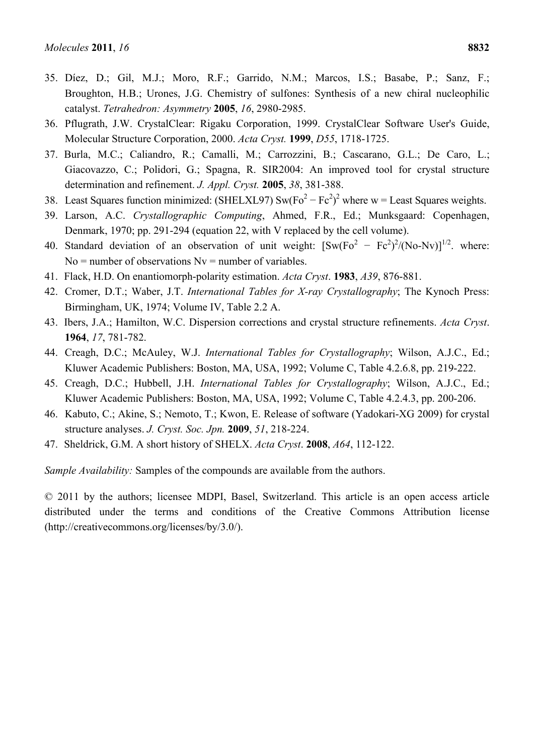35. Díez, D.; Gil, M.J.; Moro, R.F.; Garrido, N.M.; Marcos, I.S.; Basabe, P.; Sanz, F.; Broughton, H.B.; Urones, J.G. Chemistry of sulfones: Synthesis of a new chiral nucleophilic catalyst. *Tetrahedron: Asymmetry* **2005**, *16*, 2980-2985.
36. Pflugrath, J.W. CrystalClear: Rigaku Corporation, 1999. CrystalClear Software User's Guide, Molecular Structure Corporation, 2000. *Acta Cryst.* **1999**, *D55*, 1718-1725.
37. Burla, M.C.; Caliandro, R.; Camalli, M.; Carrozzini, B.; Cascarano, G.L.; De Caro, L.; Giacovazzo, C.; Polidori, G.; Spagna, R. SIR2004: An improved tool for crystal structure determination and refinement. *J. Appl. Cryst.* **2005**, *38*, 381-388.
38. Least Squares function minimized: (SHELXL97) $Sw(Fo^2 - Fc^2)^2$ where w = Least Squares weights.
39. Larson, A.C. *Crystallographic Computing*, Ahmed, F.R., Ed.; Munksgaard: Copenhagen, Denmark, 1970; pp. 291-294 (equation 22, with V replaced by the cell volume).
40. Standard deviation of an observation of unit weight: $[Sw(Fo^2 - Fc^2)^2/(No-Nv)]^{1/2}$. where: No = number of observations Nv = number of variables.
41. Flack, H.D. On enantiomorph-polarity estimation. *Acta Cryst*. **1983**, *A39*, 876-881.
42. Cromer, D.T.; Waber, J.T. *International Tables for X-ray Crystallography*; The Kynoch Press: Birmingham, UK, 1974; Volume IV, Table 2.2 A.
43. Ibers, J.A.; Hamilton, W.C. Dispersion corrections and crystal structure refinements. *Acta Cryst*. **1964**, *17*, 781-782.
44. Creagh, D.C.; McAuley, W.J. *International Tables for Crystallography*; Wilson, A.J.C., Ed.; Kluwer Academic Publishers: Boston, MA, USA, 1992; Volume C, Table 4.2.6.8, pp. 219-222.
45. Creagh, D.C.; Hubbell, J.H. *International Tables for Crystallography*; Wilson, A.J.C., Ed.; Kluwer Academic Publishers: Boston, MA, USA, 1992; Volume C, Table 4.2.4.3, pp. 200-206.
46. Kabuto, C.; Akine, S.; Nemoto, T.; Kwon, E. Release of software (Yadokari-XG 2009) for crystal structure analyses. *J. Cryst. Soc. Jpn.* **2009**, *51*, 218-224.
47. Sheldrick, G.M. A short history of SHELX. *Acta Cryst*. **2008**, *A64*, 112-122.

*Sample Availability:* Samples of the compounds are available from the authors.

© 2011 by the authors; licensee MDPI, Basel, Switzerland. This article is an open access article distributed under the terms and conditions of the Creative Commons Attribution license (http://creativecommons.org/licenses/by/3.0/).